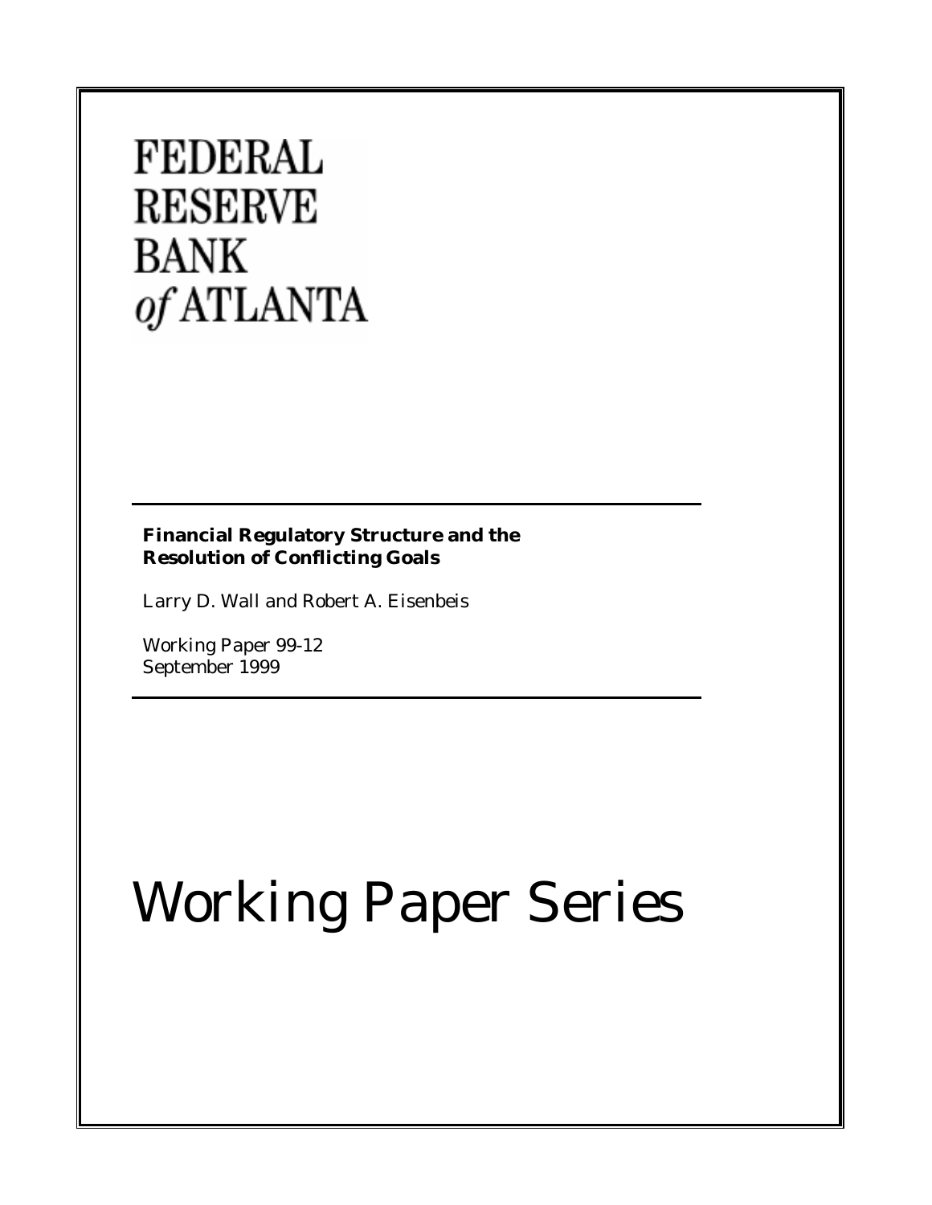# FEDERAL RESERVE BANK *of* ATLANTA

**Financial Regulatory Structure and the Resolution of Conflicting Goals**

Larry D. Wall and Robert A. Eisenbeis

Working Paper 99-12
September 1999

# Working Paper Series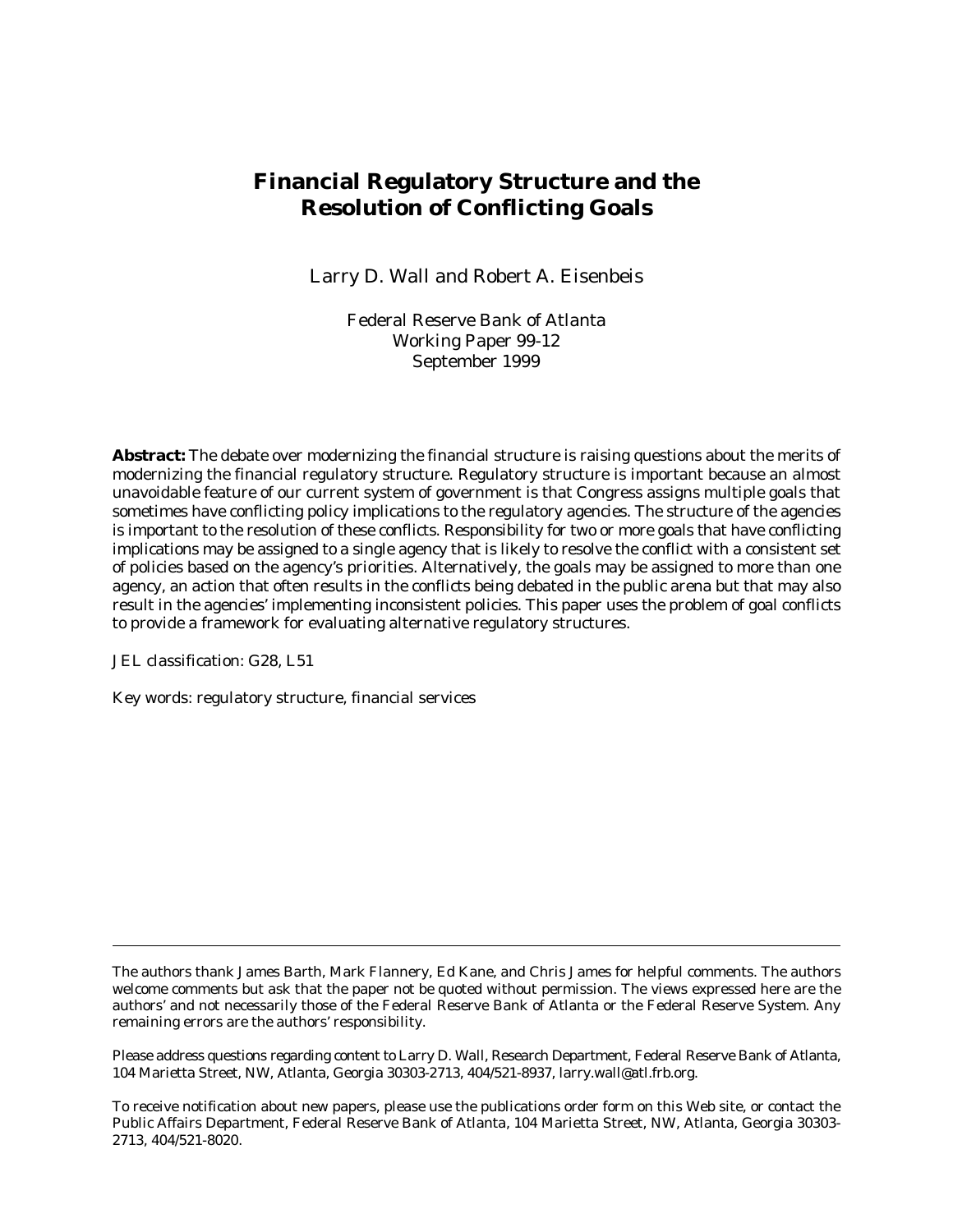# Financial Regulatory Structure and the Resolution of Conflicting Goals

Larry D. Wall and Robert A. Eisenbeis

Federal Reserve Bank of Atlanta
Working Paper 99-12
September 1999

**Abstract:** The debate over modernizing the financial structure is raising questions about the merits of modernizing the financial regulatory structure. Regulatory structure is important because an almost unavoidable feature of our current system of government is that Congress assigns multiple goals that sometimes have conflicting policy implications to the regulatory agencies. The structure of the agencies is important to the resolution of these conflicts. Responsibility for two or more goals that have conflicting implications may be assigned to a single agency that is likely to resolve the conflict with a consistent set of policies based on the agency's priorities. Alternatively, the goals may be assigned to more than one agency, an action that often results in the conflicts being debated in the public arena but that may also result in the agencies' implementing inconsistent policies. This paper uses the problem of goal conflicts to provide a framework for evaluating alternative regulatory structures.

JEL classification: G28, L51

Key words: regulatory structure, financial services

---

The authors thank James Barth, Mark Flannery, Ed Kane, and Chris James for helpful comments. The authors welcome comments but ask that the paper not be quoted without permission. The views expressed here are the authors' and not necessarily those of the Federal Reserve Bank of Atlanta or the Federal Reserve System. Any remaining errors are the authors' responsibility.

Please address questions regarding content to Larry D. Wall, Research Department, Federal Reserve Bank of Atlanta, 104 Marietta Street, NW, Atlanta, Georgia 30303-2713, 404/521-8937, larry.wall@atl.frb.org.

To receive notification about new papers, please use the publications order form on this Web site, or contact the Public Affairs Department, Federal Reserve Bank of Atlanta, 104 Marietta Street, NW, Atlanta, Georgia 30303-2713, 404/521-8020.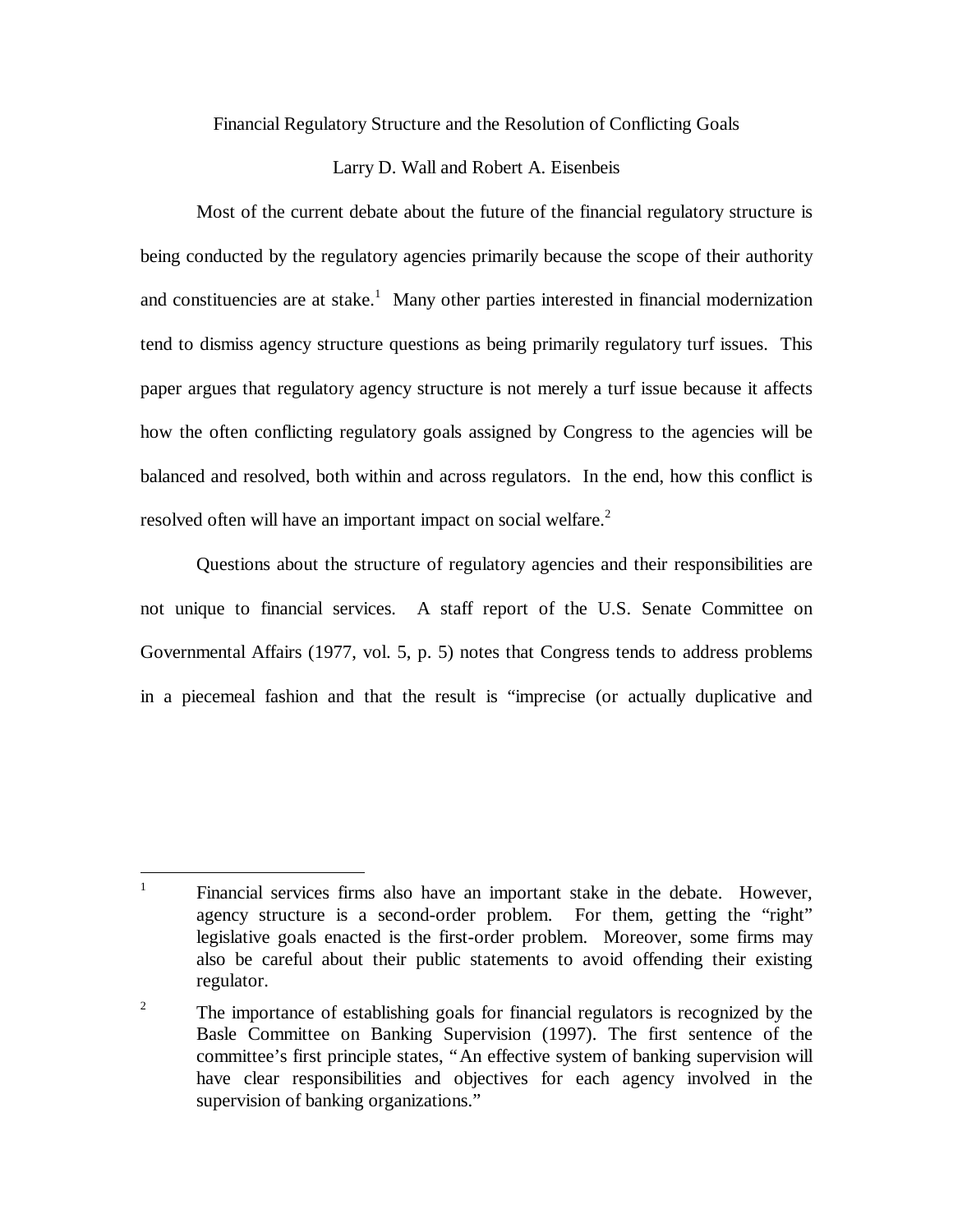# Financial Regulatory Structure and the Resolution of Conflicting Goals

Larry D. Wall and Robert A. Eisenbeis

Most of the current debate about the future of the financial regulatory structure is being conducted by the regulatory agencies primarily because the scope of their authority and constituencies are at stake.[1] Many other parties interested in financial modernization tend to dismiss agency structure questions as being primarily regulatory turf issues. This paper argues that regulatory agency structure is not merely a turf issue because it affects how the often conflicting regulatory goals assigned by Congress to the agencies will be balanced and resolved, both within and across regulators. In the end, how this conflict is resolved often will have an important impact on social welfare.[2]

Questions about the structure of regulatory agencies and their responsibilities are not unique to financial services. A staff report of the U.S. Senate Committee on Governmental Affairs (1977, vol. 5, p. 5) notes that Congress tends to address problems in a piecemeal fashion and that the result is "imprecise (or actually duplicative and

---

[1] Financial services firms also have an important stake in the debate. However, agency structure is a second-order problem. For them, getting the "right" legislative goals enacted is the first-order problem. Moreover, some firms may also be careful about their public statements to avoid offending their existing regulator.

[2] The importance of establishing goals for financial regulators is recognized by the Basle Committee on Banking Supervision (1997). The first sentence of the committee's first principle states, "An effective system of banking supervision will have clear responsibilities and objectives for each agency involved in the supervision of banking organizations."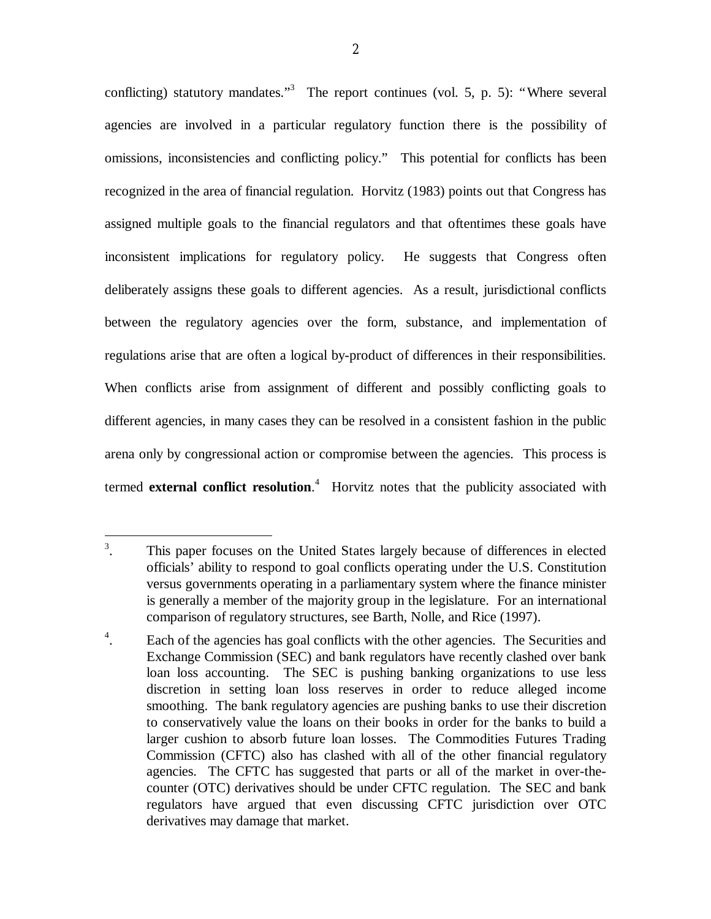conflicting) statutory mandates."[3] The report continues (vol. 5, p. 5): "Where several agencies are involved in a particular regulatory function there is the possibility of omissions, inconsistencies and conflicting policy." This potential for conflicts has been recognized in the area of financial regulation. Horvitz (1983) points out that Congress has assigned multiple goals to the financial regulators and that oftentimes these goals have inconsistent implications for regulatory policy. He suggests that Congress often deliberately assigns these goals to different agencies. As a result, jurisdictional conflicts between the regulatory agencies over the form, substance, and implementation of regulations arise that are often a logical by-product of differences in their responsibilities. When conflicts arise from assignment of different and possibly conflicting goals to different agencies, in many cases they can be resolved in a consistent fashion in the public arena only by congressional action or compromise between the agencies. This process is termed **external conflict resolution**.[4] Horvitz notes that the publicity associated with

[3]. This paper focuses on the United States largely because of differences in elected officials' ability to respond to goal conflicts operating under the U.S. Constitution versus governments operating in a parliamentary system where the finance minister is generally a member of the majority group in the legislature. For an international comparison of regulatory structures, see Barth, Nolle, and Rice (1997).

[4]. Each of the agencies has goal conflicts with the other agencies. The Securities and Exchange Commission (SEC) and bank regulators have recently clashed over bank loan loss accounting. The SEC is pushing banking organizations to use less discretion in setting loan loss reserves in order to reduce alleged income smoothing. The bank regulatory agencies are pushing banks to use their discretion to conservatively value the loans on their books in order for the banks to build a larger cushion to absorb future loan losses. The Commodities Futures Trading Commission (CFTC) also has clashed with all of the other financial regulatory agencies. The CFTC has suggested that parts or all of the market in over-the-counter (OTC) derivatives should be under CFTC regulation. The SEC and bank regulators have argued that even discussing CFTC jurisdiction over OTC derivatives may damage that market.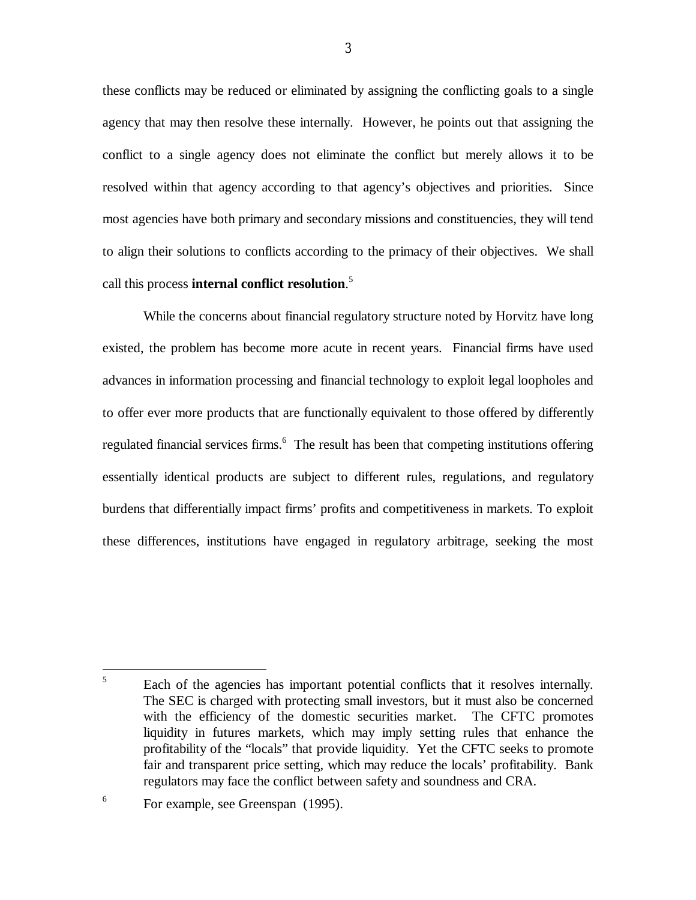these conflicts may be reduced or eliminated by assigning the conflicting goals to a single agency that may then resolve these internally. However, he points out that assigning the conflict to a single agency does not eliminate the conflict but merely allows it to be resolved within that agency according to that agency's objectives and priorities. Since most agencies have both primary and secondary missions and constituencies, they will tend to align their solutions to conflicts according to the primacy of their objectives. We shall call this process **internal conflict resolution**.[5]

While the concerns about financial regulatory structure noted by Horvitz have long existed, the problem has become more acute in recent years. Financial firms have used advances in information processing and financial technology to exploit legal loopholes and to offer ever more products that are functionally equivalent to those offered by differently regulated financial services firms.[6] The result has been that competing institutions offering essentially identical products are subject to different rules, regulations, and regulatory burdens that differentially impact firms' profits and competitiveness in markets. To exploit these differences, institutions have engaged in regulatory arbitrage, seeking the most

---

[5] Each of the agencies has important potential conflicts that it resolves internally. The SEC is charged with protecting small investors, but it must also be concerned with the efficiency of the domestic securities market. The CFTC promotes liquidity in futures markets, which may imply setting rules that enhance the profitability of the "locals" that provide liquidity. Yet the CFTC seeks to promote fair and transparent price setting, which may reduce the locals' profitability. Bank regulators may face the conflict between safety and soundness and CRA.

[6] For example, see Greenspan (1995).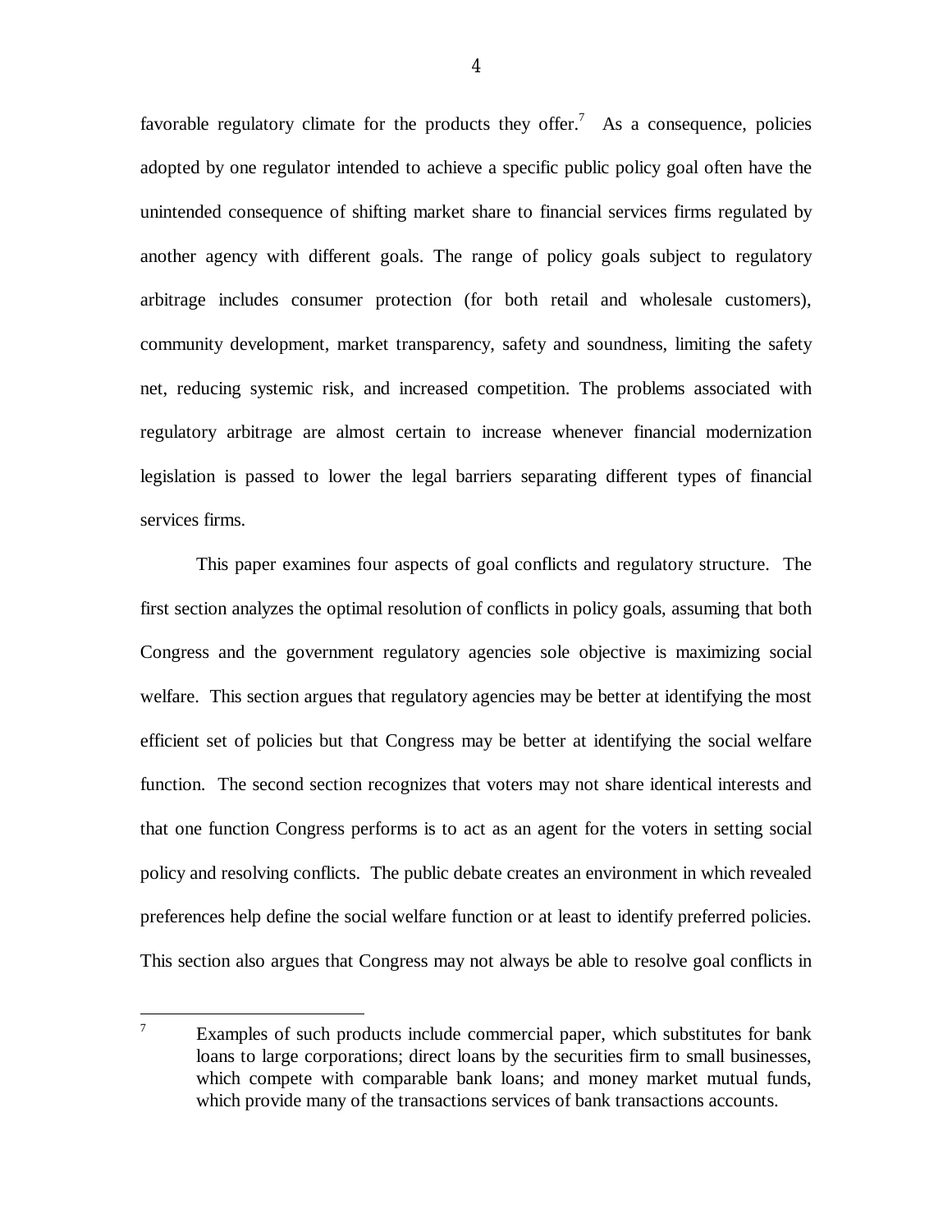favorable regulatory climate for the products they offer.[7] As a consequence, policies adopted by one regulator intended to achieve a specific public policy goal often have the unintended consequence of shifting market share to financial services firms regulated by another agency with different goals. The range of policy goals subject to regulatory arbitrage includes consumer protection (for both retail and wholesale customers), community development, market transparency, safety and soundness, limiting the safety net, reducing systemic risk, and increased competition. The problems associated with regulatory arbitrage are almost certain to increase whenever financial modernization legislation is passed to lower the legal barriers separating different types of financial services firms.

This paper examines four aspects of goal conflicts and regulatory structure. The first section analyzes the optimal resolution of conflicts in policy goals, assuming that both Congress and the government regulatory agencies sole objective is maximizing social welfare. This section argues that regulatory agencies may be better at identifying the most efficient set of policies but that Congress may be better at identifying the social welfare function. The second section recognizes that voters may not share identical interests and that one function Congress performs is to act as an agent for the voters in setting social policy and resolving conflicts. The public debate creates an environment in which revealed preferences help define the social welfare function or at least to identify preferred policies. This section also argues that Congress may not always be able to resolve goal conflicts in

[7] Examples of such products include commercial paper, which substitutes for bank loans to large corporations; direct loans by the securities firm to small businesses, which compete with comparable bank loans; and money market mutual funds, which provide many of the transactions services of bank transactions accounts.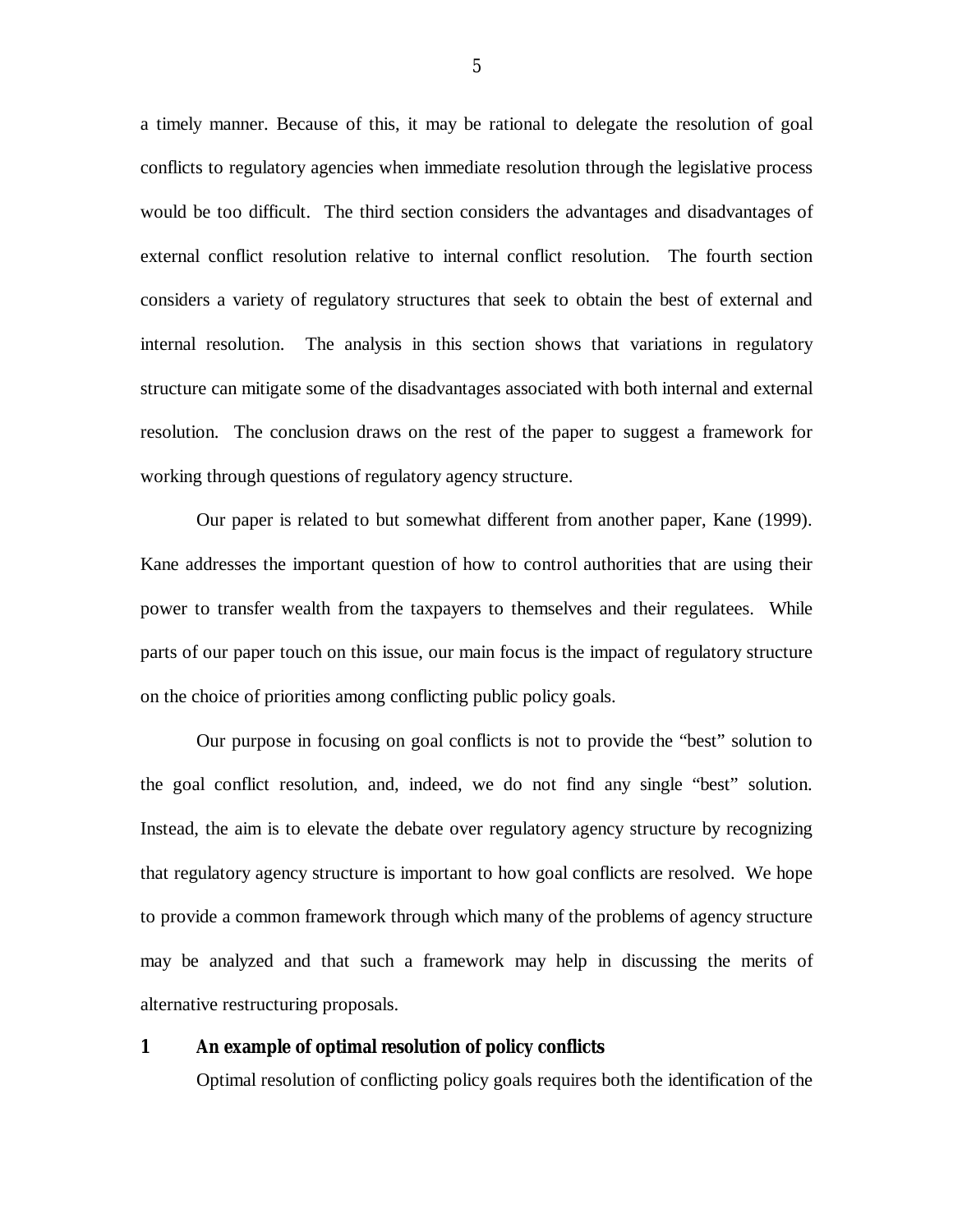a timely manner. Because of this, it may be rational to delegate the resolution of goal conflicts to regulatory agencies when immediate resolution through the legislative process would be too difficult. The third section considers the advantages and disadvantages of external conflict resolution relative to internal conflict resolution. The fourth section considers a variety of regulatory structures that seek to obtain the best of external and internal resolution. The analysis in this section shows that variations in regulatory structure can mitigate some of the disadvantages associated with both internal and external resolution. The conclusion draws on the rest of the paper to suggest a framework for working through questions of regulatory agency structure.

Our paper is related to but somewhat different from another paper, Kane (1999). Kane addresses the important question of how to control authorities that are using their power to transfer wealth from the taxpayers to themselves and their regulatees. While parts of our paper touch on this issue, our main focus is the impact of regulatory structure on the choice of priorities among conflicting public policy goals.

Our purpose in focusing on goal conflicts is not to provide the "best" solution to the goal conflict resolution, and, indeed, we do not find any single "best" solution. Instead, the aim is to elevate the debate over regulatory agency structure by recognizing that regulatory agency structure is important to how goal conflicts are resolved. We hope to provide a common framework through which many of the problems of agency structure may be analyzed and that such a framework may help in discussing the merits of alternative restructuring proposals.

## 1 An example of optimal resolution of policy conflicts

Optimal resolution of conflicting policy goals requires both the identification of the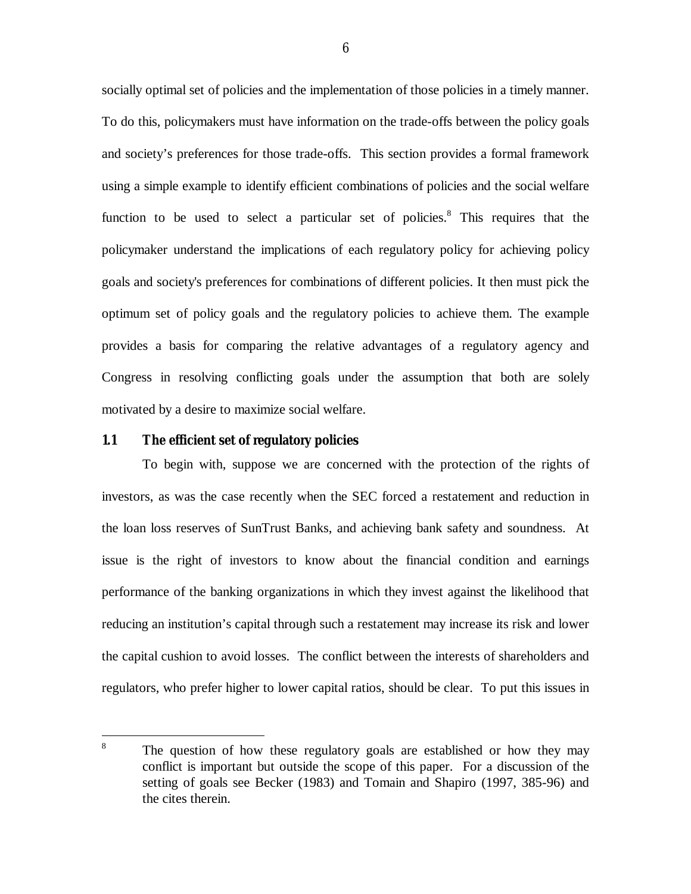socially optimal set of policies and the implementation of those policies in a timely manner. To do this, policymakers must have information on the trade-offs between the policy goals and society's preferences for those trade-offs. This section provides a formal framework using a simple example to identify efficient combinations of policies and the social welfare function to be used to select a particular set of policies.[8] This requires that the policymaker understand the implications of each regulatory policy for achieving policy goals and society's preferences for combinations of different policies. It then must pick the optimum set of policy goals and the regulatory policies to achieve them. The example provides a basis for comparing the relative advantages of a regulatory agency and Congress in resolving conflicting goals under the assumption that both are solely motivated by a desire to maximize social welfare.

### 1.1 The efficient set of regulatory policies

To begin with, suppose we are concerned with the protection of the rights of investors, as was the case recently when the SEC forced a restatement and reduction in the loan loss reserves of SunTrust Banks, and achieving bank safety and soundness. At issue is the right of investors to know about the financial condition and earnings performance of the banking organizations in which they invest against the likelihood that reducing an institution's capital through such a restatement may increase its risk and lower the capital cushion to avoid losses. The conflict between the interests of shareholders and regulators, who prefer higher to lower capital ratios, should be clear. To put this issues in

[8] The question of how these regulatory goals are established or how they may conflict is important but outside the scope of this paper. For a discussion of the setting of goals see Becker (1983) and Tomain and Shapiro (1997, 385-96) and the cites therein.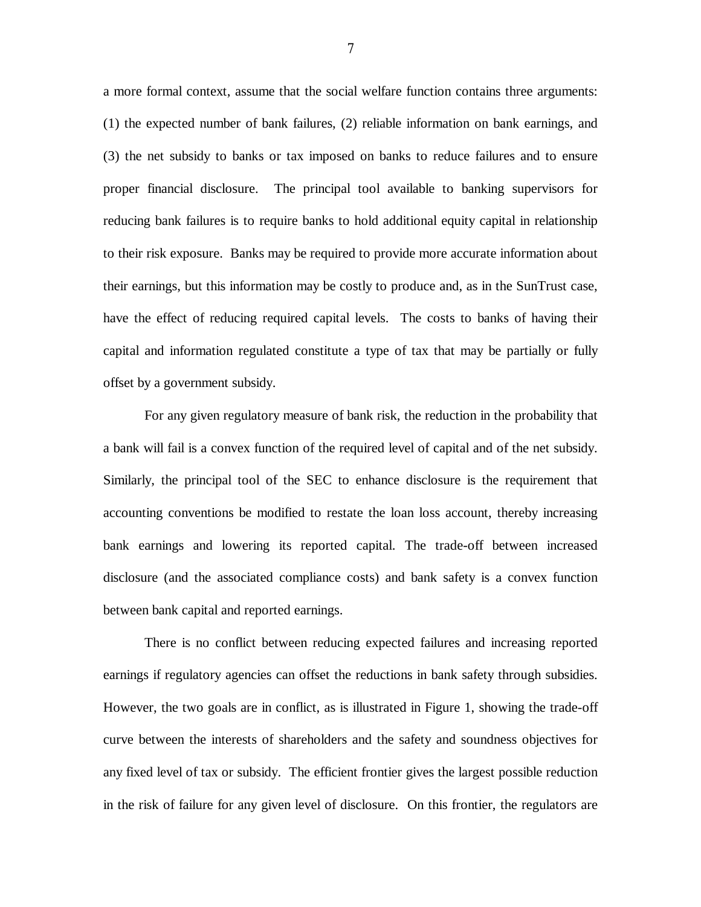a more formal context, assume that the social welfare function contains three arguments: (1) the expected number of bank failures, (2) reliable information on bank earnings, and (3) the net subsidy to banks or tax imposed on banks to reduce failures and to ensure proper financial disclosure. The principal tool available to banking supervisors for reducing bank failures is to require banks to hold additional equity capital in relationship to their risk exposure. Banks may be required to provide more accurate information about their earnings, but this information may be costly to produce and, as in the SunTrust case, have the effect of reducing required capital levels. The costs to banks of having their capital and information regulated constitute a type of tax that may be partially or fully offset by a government subsidy.

For any given regulatory measure of bank risk, the reduction in the probability that a bank will fail is a convex function of the required level of capital and of the net subsidy. Similarly, the principal tool of the SEC to enhance disclosure is the requirement that accounting conventions be modified to restate the loan loss account, thereby increasing bank earnings and lowering its reported capital. The trade-off between increased disclosure (and the associated compliance costs) and bank safety is a convex function between bank capital and reported earnings.

There is no conflict between reducing expected failures and increasing reported earnings if regulatory agencies can offset the reductions in bank safety through subsidies. However, the two goals are in conflict, as is illustrated in Figure 1, showing the trade-off curve between the interests of shareholders and the safety and soundness objectives for any fixed level of tax or subsidy. The efficient frontier gives the largest possible reduction in the risk of failure for any given level of disclosure. On this frontier, the regulators are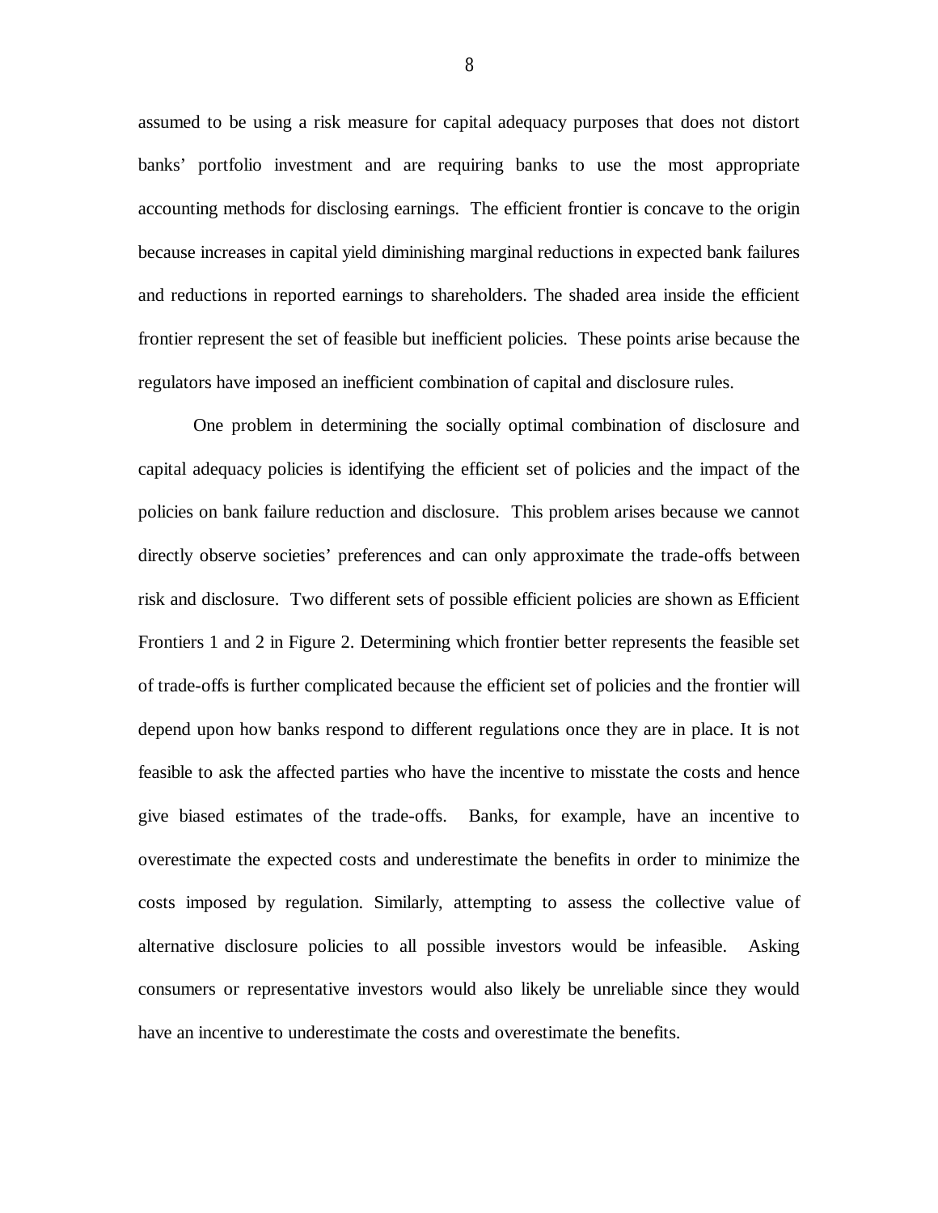assumed to be using a risk measure for capital adequacy purposes that does not distort banks' portfolio investment and are requiring banks to use the most appropriate accounting methods for disclosing earnings. The efficient frontier is concave to the origin because increases in capital yield diminishing marginal reductions in expected bank failures and reductions in reported earnings to shareholders. The shaded area inside the efficient frontier represent the set of feasible but inefficient policies. These points arise because the regulators have imposed an inefficient combination of capital and disclosure rules.

One problem in determining the socially optimal combination of disclosure and capital adequacy policies is identifying the efficient set of policies and the impact of the policies on bank failure reduction and disclosure. This problem arises because we cannot directly observe societies' preferences and can only approximate the trade-offs between risk and disclosure. Two different sets of possible efficient policies are shown as Efficient Frontiers 1 and 2 in Figure 2. Determining which frontier better represents the feasible set of trade-offs is further complicated because the efficient set of policies and the frontier will depend upon how banks respond to different regulations once they are in place. It is not feasible to ask the affected parties who have the incentive to misstate the costs and hence give biased estimates of the trade-offs. Banks, for example, have an incentive to overestimate the expected costs and underestimate the benefits in order to minimize the costs imposed by regulation. Similarly, attempting to assess the collective value of alternative disclosure policies to all possible investors would be infeasible. Asking consumers or representative investors would also likely be unreliable since they would have an incentive to underestimate the costs and overestimate the benefits.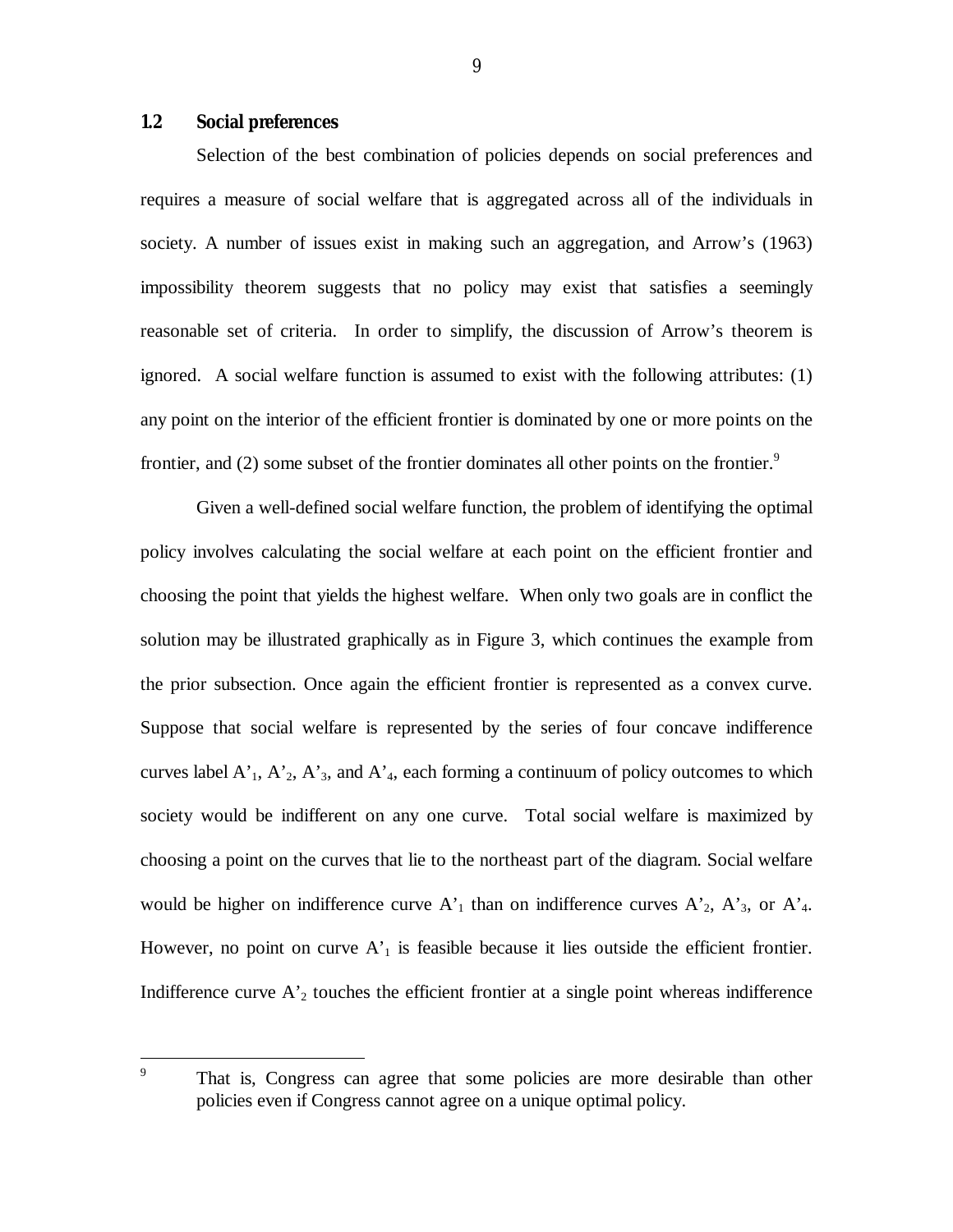## 1.2 Social preferences

Selection of the best combination of policies depends on social preferences and requires a measure of social welfare that is aggregated across all of the individuals in society. A number of issues exist in making such an aggregation, and Arrow's (1963) impossibility theorem suggests that no policy may exist that satisfies a seemingly reasonable set of criteria. In order to simplify, the discussion of Arrow's theorem is ignored. A social welfare function is assumed to exist with the following attributes: (1) any point on the interior of the efficient frontier is dominated by one or more points on the frontier, and (2) some subset of the frontier dominates all other points on the frontier.[9]

Given a well-defined social welfare function, the problem of identifying the optimal policy involves calculating the social welfare at each point on the efficient frontier and choosing the point that yields the highest welfare. When only two goals are in conflict the solution may be illustrated graphically as in Figure 3, which continues the example from the prior subsection. Once again the efficient frontier is represented as a convex curve. Suppose that social welfare is represented by the series of four concave indifference curves label $A'_1$, $A'_2$, $A'_3$, and $A'_4$, each forming a continuum of policy outcomes to which society would be indifferent on any one curve. Total social welfare is maximized by choosing a point on the curves that lie to the northeast part of the diagram. Social welfare would be higher on indifference curve $A'_1$ than on indifference curves $A'_2$, $A'_3$, or $A'_4$. However, no point on curve $A'_1$ is feasible because it lies outside the efficient frontier. Indifference curve $A'_2$ touches the efficient frontier at a single point whereas indifference

[9] That is, Congress can agree that some policies are more desirable than other policies even if Congress cannot agree on a unique optimal policy.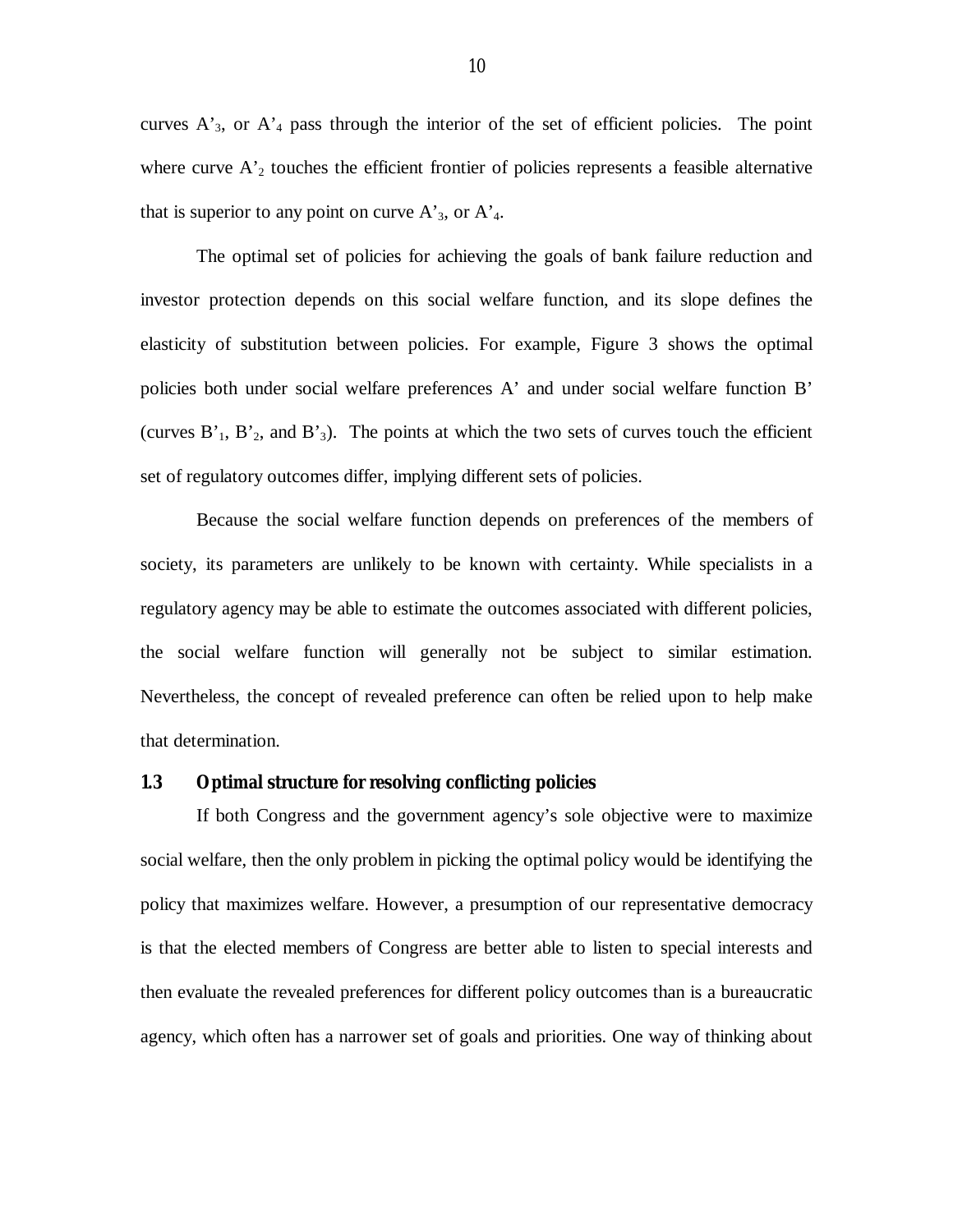curves $A'_3$, or $A'_4$ pass through the interior of the set of efficient policies. The point where curve $A'_2$ touches the efficient frontier of policies represents a feasible alternative that is superior to any point on curve $A'_3$, or $A'_4$.

The optimal set of policies for achieving the goals of bank failure reduction and investor protection depends on this social welfare function, and its slope defines the elasticity of substitution between policies. For example, Figure 3 shows the optimal policies both under social welfare preferences A' and under social welfare function B' (curves $B'_1$, $B'_2$, and $B'_3$). The points at which the two sets of curves touch the efficient set of regulatory outcomes differ, implying different sets of policies.

Because the social welfare function depends on preferences of the members of society, its parameters are unlikely to be known with certainty. While specialists in a regulatory agency may be able to estimate the outcomes associated with different policies, the social welfare function will generally not be subject to similar estimation. Nevertheless, the concept of revealed preference can often be relied upon to help make that determination.

### 1.3 Optimal structure for resolving conflicting policies

If both Congress and the government agency's sole objective were to maximize social welfare, then the only problem in picking the optimal policy would be identifying the policy that maximizes welfare. However, a presumption of our representative democracy is that the elected members of Congress are better able to listen to special interests and then evaluate the revealed preferences for different policy outcomes than is a bureaucratic agency, which often has a narrower set of goals and priorities. One way of thinking about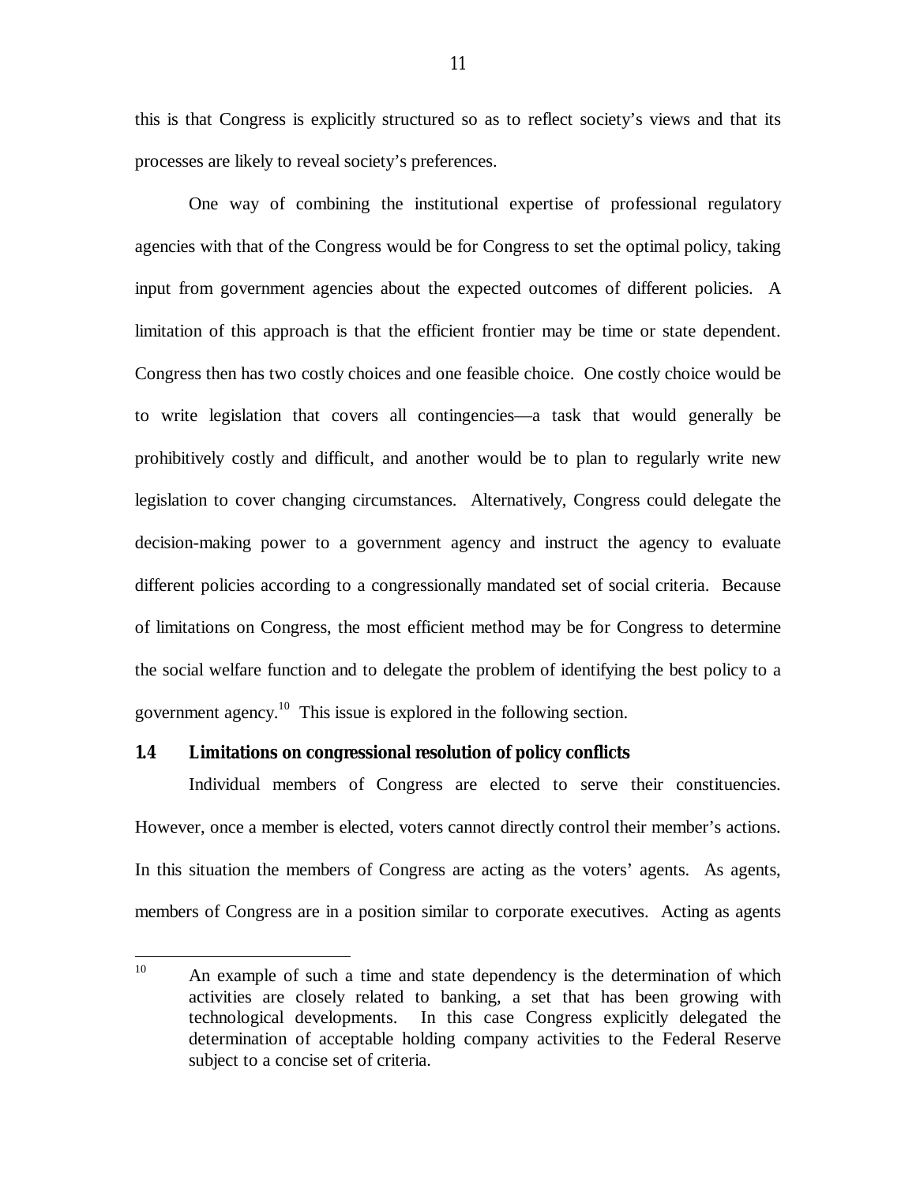this is that Congress is explicitly structured so as to reflect society's views and that its processes are likely to reveal society's preferences.

One way of combining the institutional expertise of professional regulatory agencies with that of the Congress would be for Congress to set the optimal policy, taking input from government agencies about the expected outcomes of different policies. A limitation of this approach is that the efficient frontier may be time or state dependent. Congress then has two costly choices and one feasible choice. One costly choice would be to write legislation that covers all contingencies—a task that would generally be prohibitively costly and difficult, and another would be to plan to regularly write new legislation to cover changing circumstances. Alternatively, Congress could delegate the decision-making power to a government agency and instruct the agency to evaluate different policies according to a congressionally mandated set of social criteria. Because of limitations on Congress, the most efficient method may be for Congress to determine the social welfare function and to delegate the problem of identifying the best policy to a government agency.[10] This issue is explored in the following section.

### 1.4 Limitations on congressional resolution of policy conflicts

Individual members of Congress are elected to serve their constituencies. However, once a member is elected, voters cannot directly control their member's actions. In this situation the members of Congress are acting as the voters' agents. As agents, members of Congress are in a position similar to corporate executives. Acting as agents

---

[10] An example of such a time and state dependency is the determination of which activities are closely related to banking, a set that has been growing with technological developments. In this case Congress explicitly delegated the determination of acceptable holding company activities to the Federal Reserve subject to a concise set of criteria.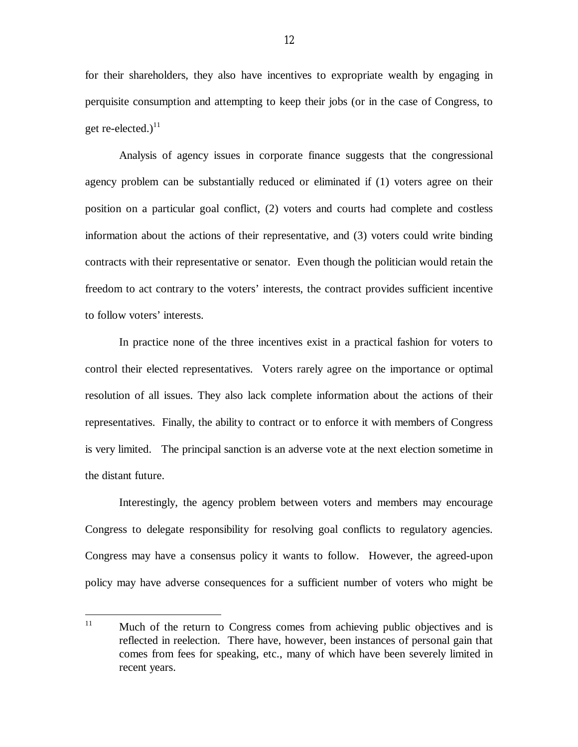for their shareholders, they also have incentives to expropriate wealth by engaging in perquisite consumption and attempting to keep their jobs (or in the case of Congress, to get re-elected.)[11]

Analysis of agency issues in corporate finance suggests that the congressional agency problem can be substantially reduced or eliminated if (1) voters agree on their position on a particular goal conflict, (2) voters and courts had complete and costless information about the actions of their representative, and (3) voters could write binding contracts with their representative or senator. Even though the politician would retain the freedom to act contrary to the voters' interests, the contract provides sufficient incentive to follow voters' interests.

In practice none of the three incentives exist in a practical fashion for voters to control their elected representatives. Voters rarely agree on the importance or optimal resolution of all issues. They also lack complete information about the actions of their representatives. Finally, the ability to contract or to enforce it with members of Congress is very limited. The principal sanction is an adverse vote at the next election sometime in the distant future.

Interestingly, the agency problem between voters and members may encourage Congress to delegate responsibility for resolving goal conflicts to regulatory agencies. Congress may have a consensus policy it wants to follow. However, the agreed-upon policy may have adverse consequences for a sufficient number of voters who might be

---

[11] Much of the return to Congress comes from achieving public objectives and is reflected in reelection. There have, however, been instances of personal gain that comes from fees for speaking, etc., many of which have been severely limited in recent years.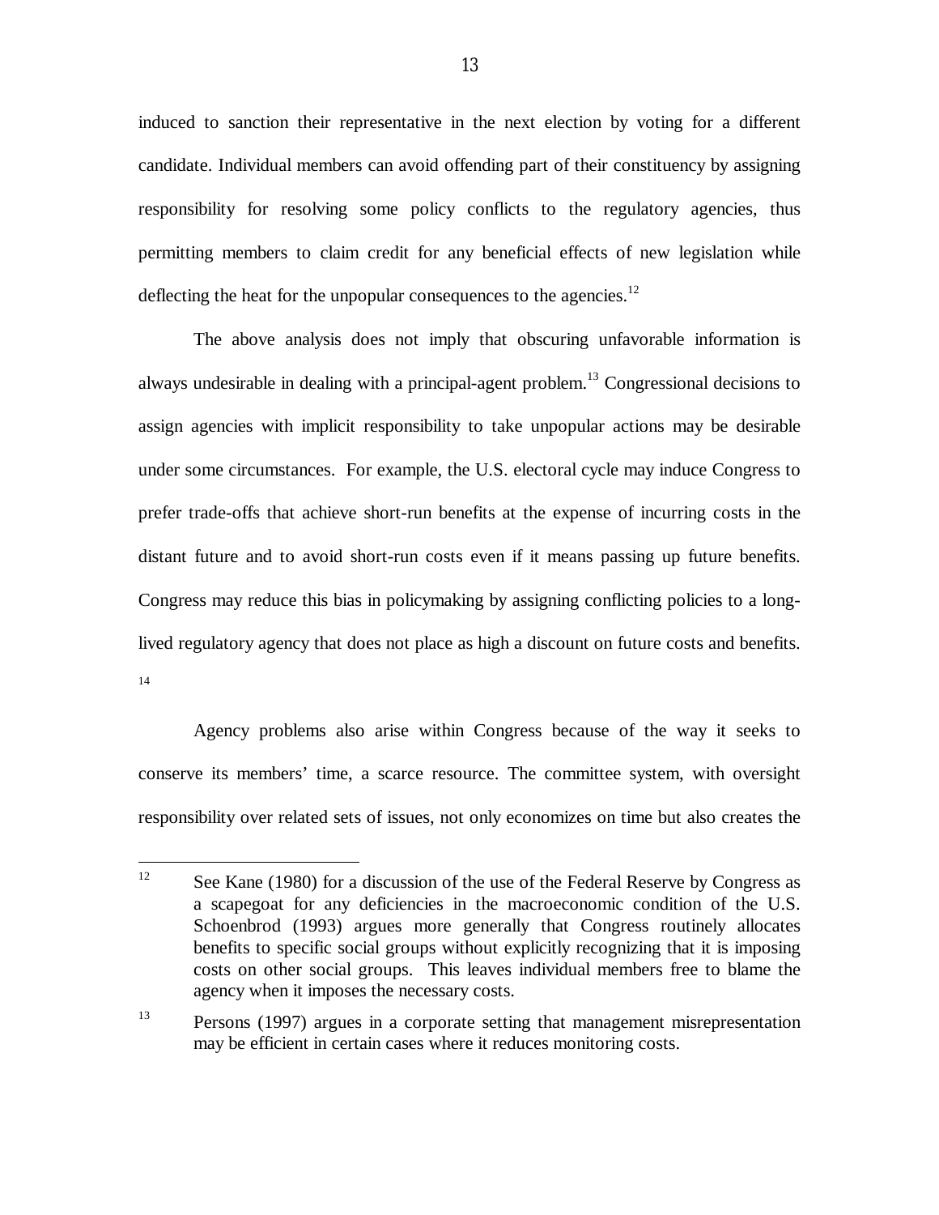induced to sanction their representative in the next election by voting for a different candidate. Individual members can avoid offending part of their constituency by assigning responsibility for resolving some policy conflicts to the regulatory agencies, thus permitting members to claim credit for any beneficial effects of new legislation while deflecting the heat for the unpopular consequences to the agencies.[12]

The above analysis does not imply that obscuring unfavorable information is always undesirable in dealing with a principal-agent problem.[13] Congressional decisions to assign agencies with implicit responsibility to take unpopular actions may be desirable under some circumstances. For example, the U.S. electoral cycle may induce Congress to prefer trade-offs that achieve short-run benefits at the expense of incurring costs in the distant future and to avoid short-run costs even if it means passing up future benefits. Congress may reduce this bias in policymaking by assigning conflicting policies to a long-lived regulatory agency that does not place as high a discount on future costs and benefits.[14]

Agency problems also arise within Congress because of the way it seeks to conserve its members' time, a scarce resource. The committee system, with oversight responsibility over related sets of issues, not only economizes on time but also creates the

---

[12] See Kane (1980) for a discussion of the use of the Federal Reserve by Congress as a scapegoat for any deficiencies in the macroeconomic condition of the U.S. Schoenbrod (1993) argues more generally that Congress routinely allocates benefits to specific social groups without explicitly recognizing that it is imposing costs on other social groups. This leaves individual members free to blame the agency when it imposes the necessary costs.

[13] Persons (1997) argues in a corporate setting that management misrepresentation may be efficient in certain cases where it reduces monitoring costs.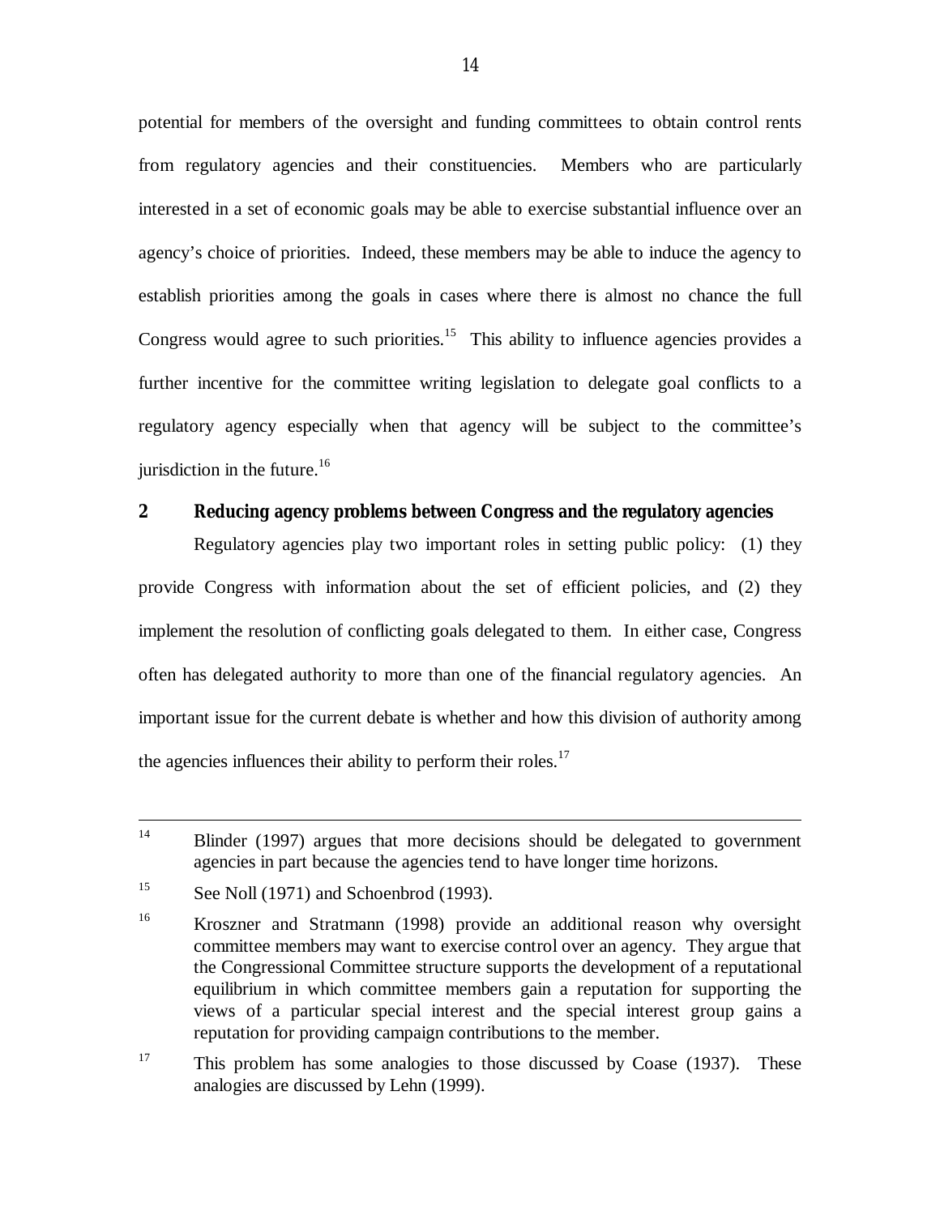potential for members of the oversight and funding committees to obtain control rents from regulatory agencies and their constituencies. Members who are particularly interested in a set of economic goals may be able to exercise substantial influence over an agency's choice of priorities. Indeed, these members may be able to induce the agency to establish priorities among the goals in cases where there is almost no chance the full Congress would agree to such priorities.[15] This ability to influence agencies provides a further incentive for the committee writing legislation to delegate goal conflicts to a regulatory agency especially when that agency will be subject to the committee's jurisdiction in the future.[16]

## 2 Reducing agency problems between Congress and the regulatory agencies

Regulatory agencies play two important roles in setting public policy: (1) they provide Congress with information about the set of efficient policies, and (2) they implement the resolution of conflicting goals delegated to them. In either case, Congress often has delegated authority to more than one of the financial regulatory agencies. An important issue for the current debate is whether and how this division of authority among the agencies influences their ability to perform their roles.[17]

---

[14] Blinder (1997) argues that more decisions should be delegated to government agencies in part because the agencies tend to have longer time horizons.

[15] See Noll (1971) and Schoenbrod (1993).

[16] Kroszner and Stratmann (1998) provide an additional reason why oversight committee members may want to exercise control over an agency. They argue that the Congressional Committee structure supports the development of a reputational equilibrium in which committee members gain a reputation for supporting the views of a particular special interest and the special interest group gains a reputation for providing campaign contributions to the member.

[17] This problem has some analogies to those discussed by Coase (1937). These analogies are discussed by Lehn (1999).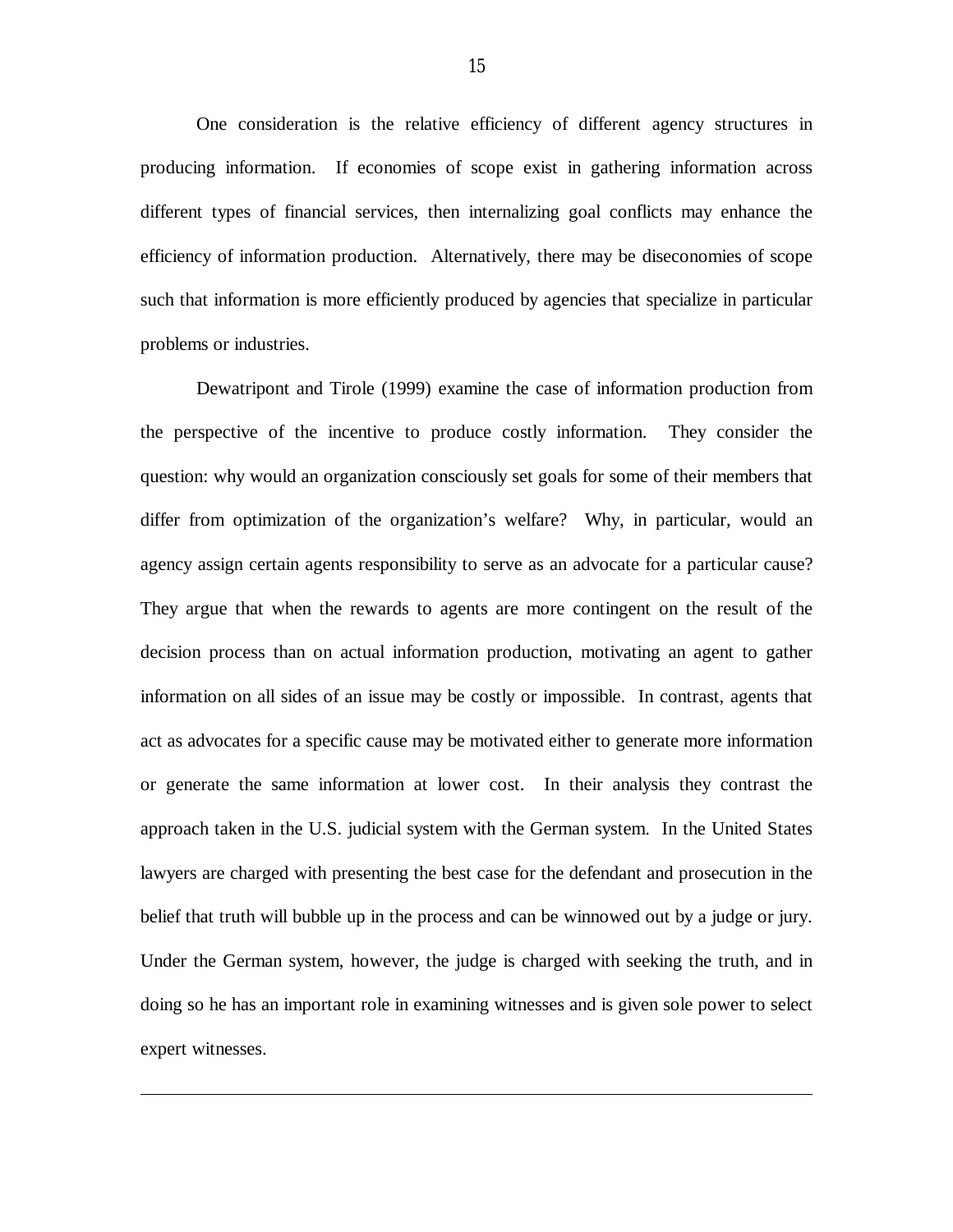One consideration is the relative efficiency of different agency structures in producing information. If economies of scope exist in gathering information across different types of financial services, then internalizing goal conflicts may enhance the efficiency of information production. Alternatively, there may be diseconomies of scope such that information is more efficiently produced by agencies that specialize in particular problems or industries.

Dewatripont and Tirole (1999) examine the case of information production from the perspective of the incentive to produce costly information. They consider the question: why would an organization consciously set goals for some of their members that differ from optimization of the organization's welfare? Why, in particular, would an agency assign certain agents responsibility to serve as an advocate for a particular cause? They argue that when the rewards to agents are more contingent on the result of the decision process than on actual information production, motivating an agent to gather information on all sides of an issue may be costly or impossible. In contrast, agents that act as advocates for a specific cause may be motivated either to generate more information or generate the same information at lower cost. In their analysis they contrast the approach taken in the U.S. judicial system with the German system. In the United States lawyers are charged with presenting the best case for the defendant and prosecution in the belief that truth will bubble up in the process and can be winnowed out by a judge or jury. Under the German system, however, the judge is charged with seeking the truth, and in doing so he has an important role in examining witnesses and is given sole power to select expert witnesses.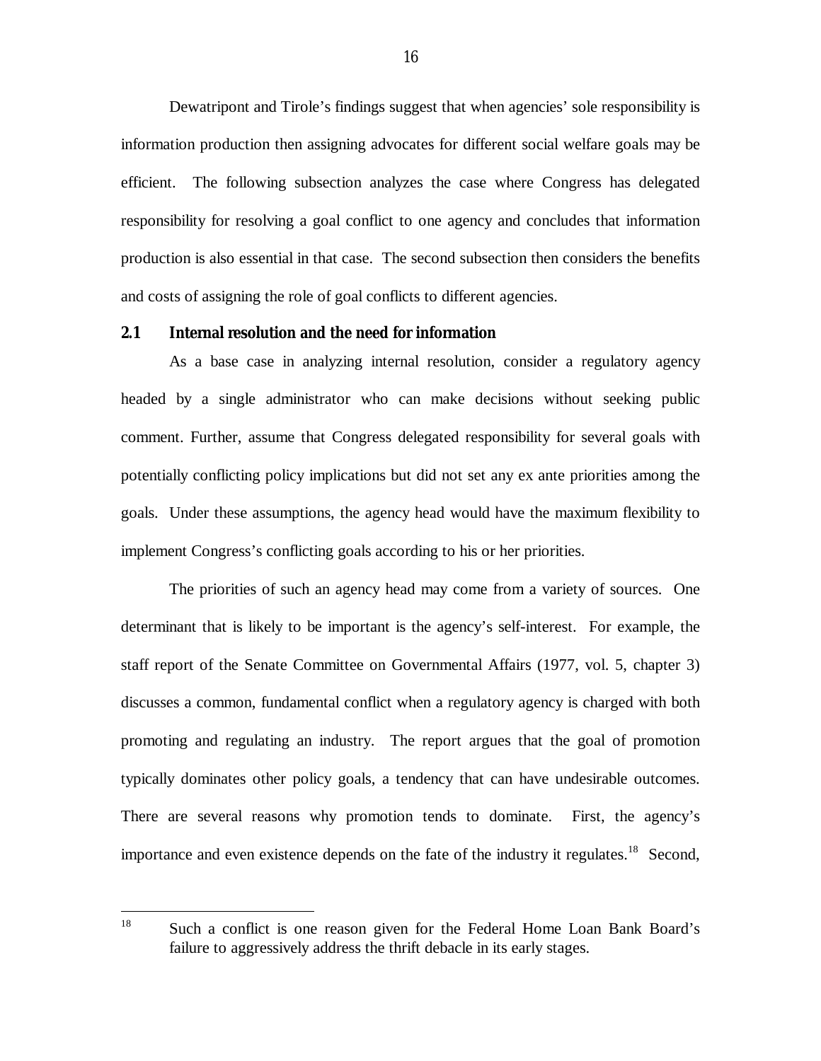Dewatripont and Tirole's findings suggest that when agencies' sole responsibility is information production then assigning advocates for different social welfare goals may be efficient. The following subsection analyzes the case where Congress has delegated responsibility for resolving a goal conflict to one agency and concludes that information production is also essential in that case. The second subsection then considers the benefits and costs of assigning the role of goal conflicts to different agencies.

### 2.1 Internal resolution and the need for information

As a base case in analyzing internal resolution, consider a regulatory agency headed by a single administrator who can make decisions without seeking public comment. Further, assume that Congress delegated responsibility for several goals with potentially conflicting policy implications but did not set any ex ante priorities among the goals. Under these assumptions, the agency head would have the maximum flexibility to implement Congress's conflicting goals according to his or her priorities.

The priorities of such an agency head may come from a variety of sources. One determinant that is likely to be important is the agency's self-interest. For example, the staff report of the Senate Committee on Governmental Affairs (1977, vol. 5, chapter 3) discusses a common, fundamental conflict when a regulatory agency is charged with both promoting and regulating an industry. The report argues that the goal of promotion typically dominates other policy goals, a tendency that can have undesirable outcomes. There are several reasons why promotion tends to dominate. First, the agency's importance and even existence depends on the fate of the industry it regulates.[18] Second,

[18] Such a conflict is one reason given for the Federal Home Loan Bank Board's failure to aggressively address the thrift debacle in its early stages.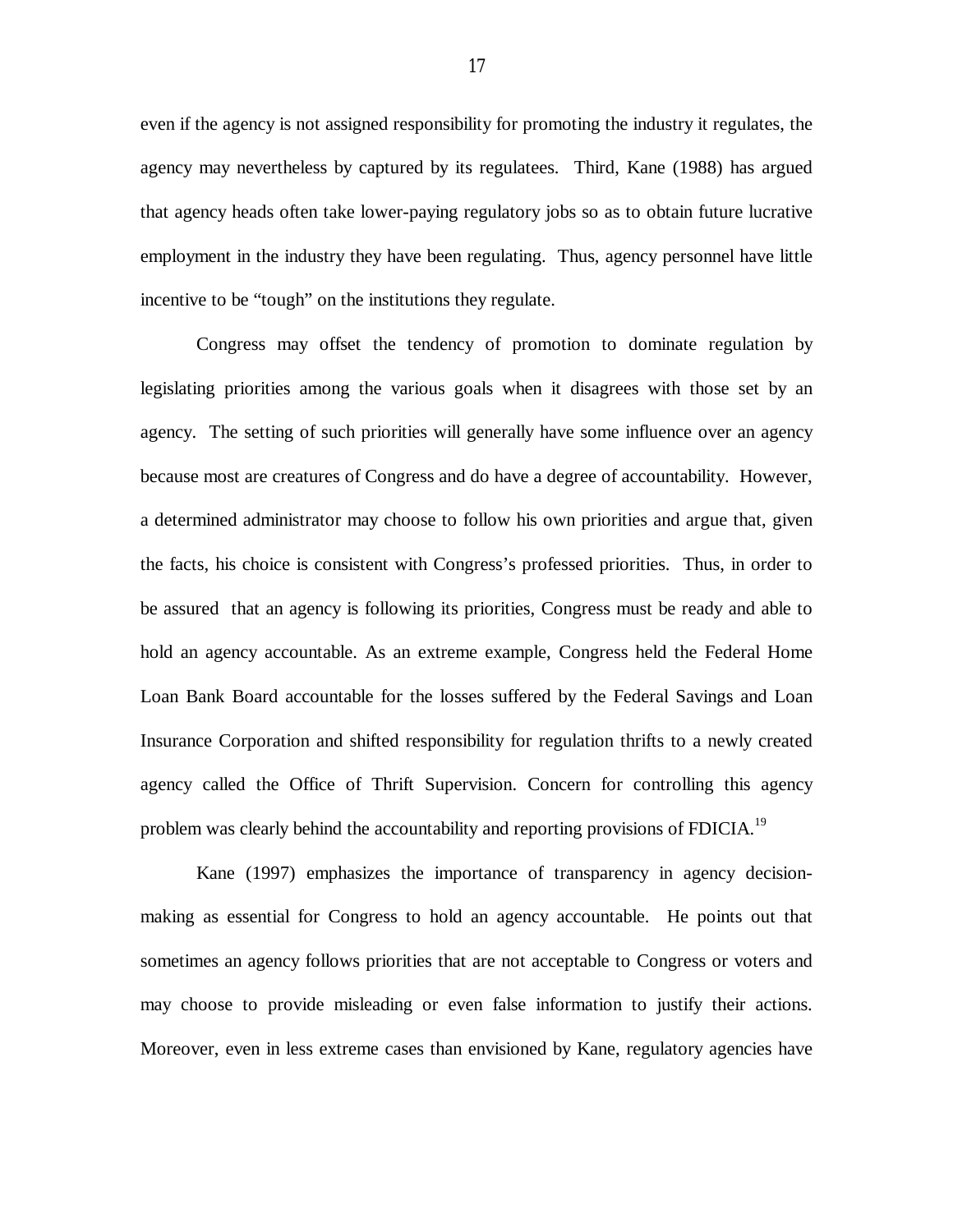even if the agency is not assigned responsibility for promoting the industry it regulates, the agency may nevertheless by captured by its regulatees. Third, Kane (1988) has argued that agency heads often take lower-paying regulatory jobs so as to obtain future lucrative employment in the industry they have been regulating. Thus, agency personnel have little incentive to be "tough" on the institutions they regulate.

Congress may offset the tendency of promotion to dominate regulation by legislating priorities among the various goals when it disagrees with those set by an agency. The setting of such priorities will generally have some influence over an agency because most are creatures of Congress and do have a degree of accountability. However, a determined administrator may choose to follow his own priorities and argue that, given the facts, his choice is consistent with Congress's professed priorities. Thus, in order to be assured that an agency is following its priorities, Congress must be ready and able to hold an agency accountable. As an extreme example, Congress held the Federal Home Loan Bank Board accountable for the losses suffered by the Federal Savings and Loan Insurance Corporation and shifted responsibility for regulation thrifts to a newly created agency called the Office of Thrift Supervision. Concern for controlling this agency problem was clearly behind the accountability and reporting provisions of FDICIA.[19]

Kane (1997) emphasizes the importance of transparency in agency decision-making as essential for Congress to hold an agency accountable. He points out that sometimes an agency follows priorities that are not acceptable to Congress or voters and may choose to provide misleading or even false information to justify their actions. Moreover, even in less extreme cases than envisioned by Kane, regulatory agencies have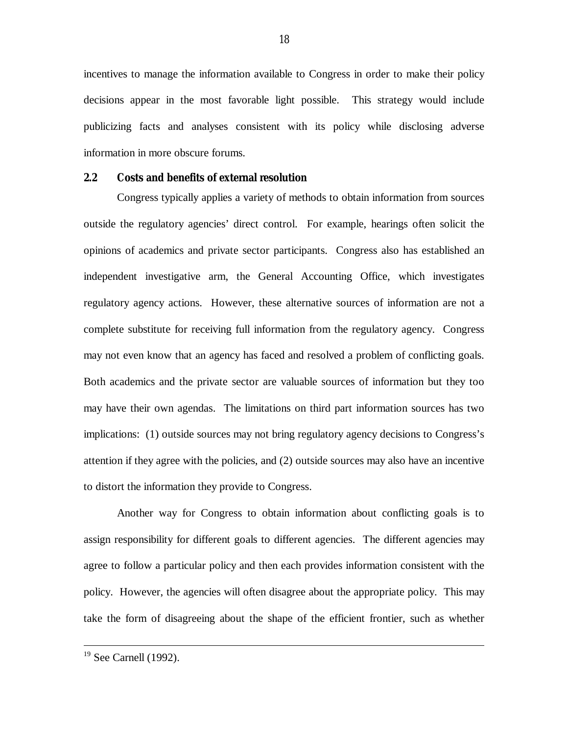incentives to manage the information available to Congress in order to make their policy decisions appear in the most favorable light possible. This strategy would include publicizing facts and analyses consistent with its policy while disclosing adverse information in more obscure forums.

## 2.2 Costs and benefits of external resolution

Congress typically applies a variety of methods to obtain information from sources outside the regulatory agencies' direct control. For example, hearings often solicit the opinions of academics and private sector participants. Congress also has established an independent investigative arm, the General Accounting Office, which investigates regulatory agency actions. However, these alternative sources of information are not a complete substitute for receiving full information from the regulatory agency. Congress may not even know that an agency has faced and resolved a problem of conflicting goals. Both academics and the private sector are valuable sources of information but they too may have their own agendas. The limitations on third part information sources has two implications: (1) outside sources may not bring regulatory agency decisions to Congress's attention if they agree with the policies, and (2) outside sources may also have an incentive to distort the information they provide to Congress.

Another way for Congress to obtain information about conflicting goals is to assign responsibility for different goals to different agencies. The different agencies may agree to follow a particular policy and then each provides information consistent with the policy. However, the agencies will often disagree about the appropriate policy. This may take the form of disagreeing about the shape of the efficient frontier, such as whether

---

[19] See Carnell (1992).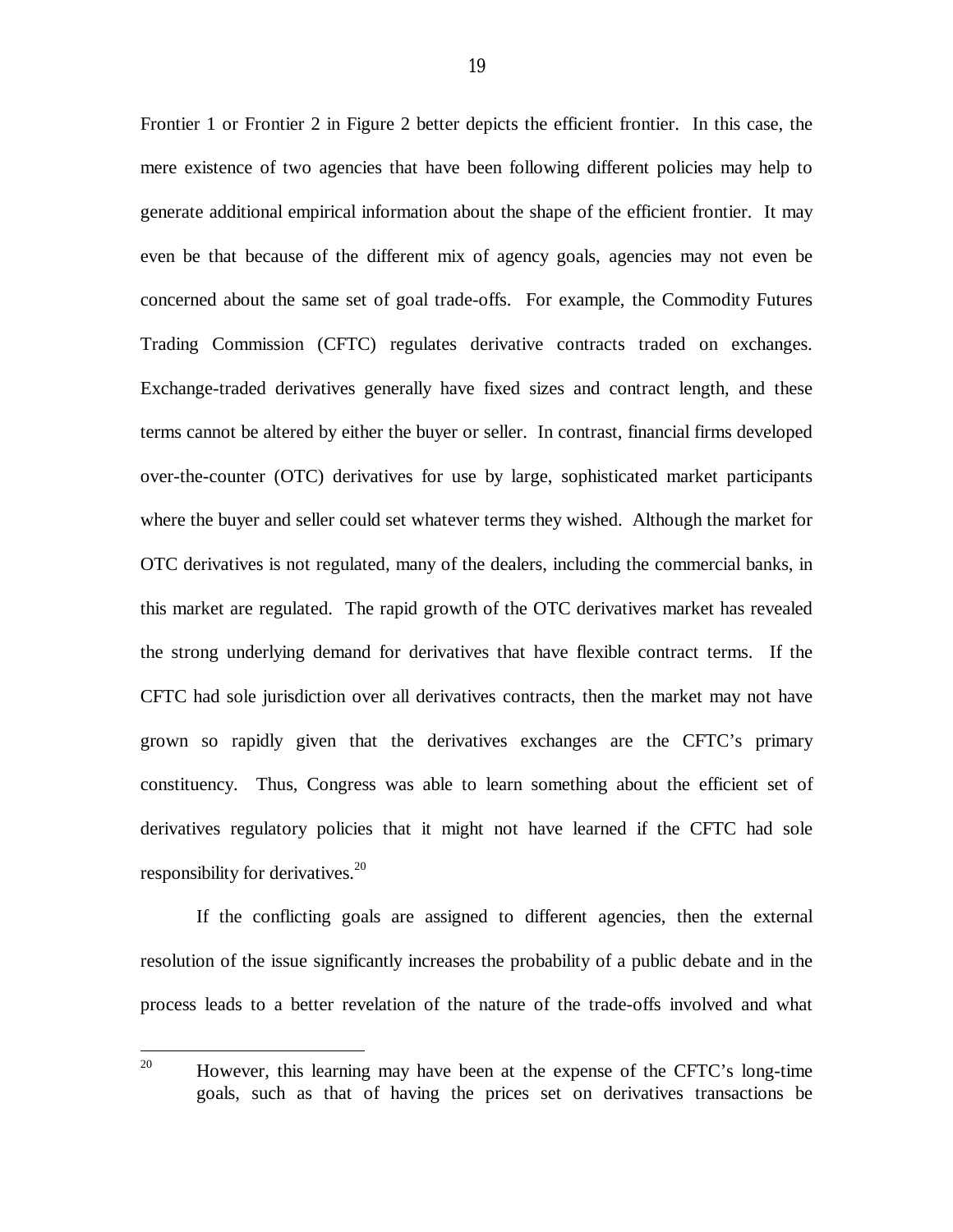Frontier 1 or Frontier 2 in Figure 2 better depicts the efficient frontier. In this case, the mere existence of two agencies that have been following different policies may help to generate additional empirical information about the shape of the efficient frontier. It may even be that because of the different mix of agency goals, agencies may not even be concerned about the same set of goal trade-offs. For example, the Commodity Futures Trading Commission (CFTC) regulates derivative contracts traded on exchanges. Exchange-traded derivatives generally have fixed sizes and contract length, and these terms cannot be altered by either the buyer or seller. In contrast, financial firms developed over-the-counter (OTC) derivatives for use by large, sophisticated market participants where the buyer and seller could set whatever terms they wished. Although the market for OTC derivatives is not regulated, many of the dealers, including the commercial banks, in this market are regulated. The rapid growth of the OTC derivatives market has revealed the strong underlying demand for derivatives that have flexible contract terms. If the CFTC had sole jurisdiction over all derivatives contracts, then the market may not have grown so rapidly given that the derivatives exchanges are the CFTC's primary constituency. Thus, Congress was able to learn something about the efficient set of derivatives regulatory policies that it might not have learned if the CFTC had sole responsibility for derivatives.[20]

If the conflicting goals are assigned to different agencies, then the external resolution of the issue significantly increases the probability of a public debate and in the process leads to a better revelation of the nature of the trade-offs involved and what

---

[20] However, this learning may have been at the expense of the CFTC's long-time goals, such as that of having the prices set on derivatives transactions be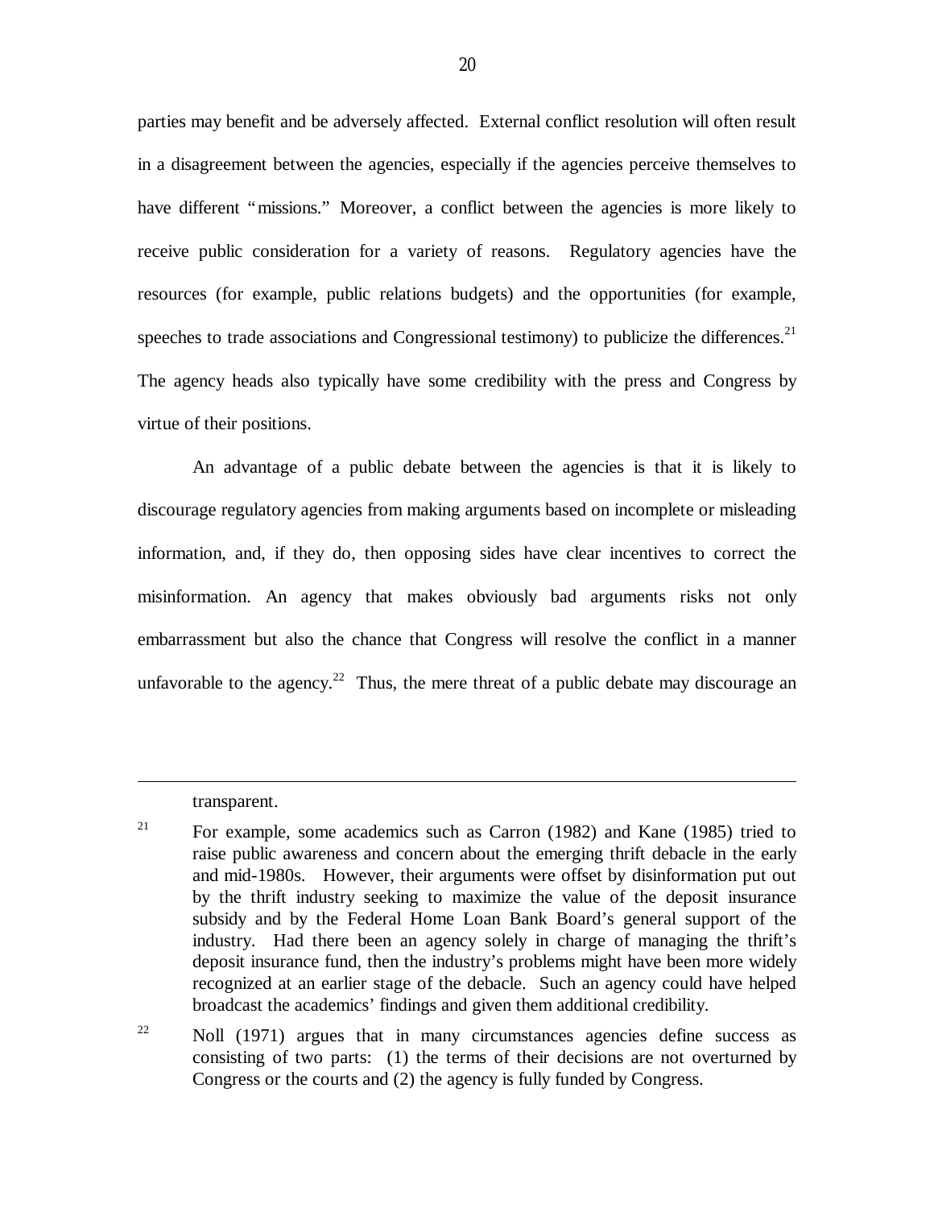parties may benefit and be adversely affected. External conflict resolution will often result in a disagreement between the agencies, especially if the agencies perceive themselves to have different "missions." Moreover, a conflict between the agencies is more likely to receive public consideration for a variety of reasons. Regulatory agencies have the resources (for example, public relations budgets) and the opportunities (for example, speeches to trade associations and Congressional testimony) to publicize the differences.[21] The agency heads also typically have some credibility with the press and Congress by virtue of their positions.

An advantage of a public debate between the agencies is that it is likely to discourage regulatory agencies from making arguments based on incomplete or misleading information, and, if they do, then opposing sides have clear incentives to correct the misinformation. An agency that makes obviously bad arguments risks not only embarrassment but also the chance that Congress will resolve the conflict in a manner unfavorable to the agency.[22] Thus, the mere threat of a public debate may discourage an

---

transparent.

[21] For example, some academics such as Carron (1982) and Kane (1985) tried to raise public awareness and concern about the emerging thrift debacle in the early and mid-1980s. However, their arguments were offset by disinformation put out by the thrift industry seeking to maximize the value of the deposit insurance subsidy and by the Federal Home Loan Bank Board's general support of the industry. Had there been an agency solely in charge of managing the thrift's deposit insurance fund, then the industry's problems might have been more widely recognized at an earlier stage of the debacle. Such an agency could have helped broadcast the academics' findings and given them additional credibility.

[22] Noll (1971) argues that in many circumstances agencies define success as consisting of two parts: (1) the terms of their decisions are not overturned by Congress or the courts and (2) the agency is fully funded by Congress.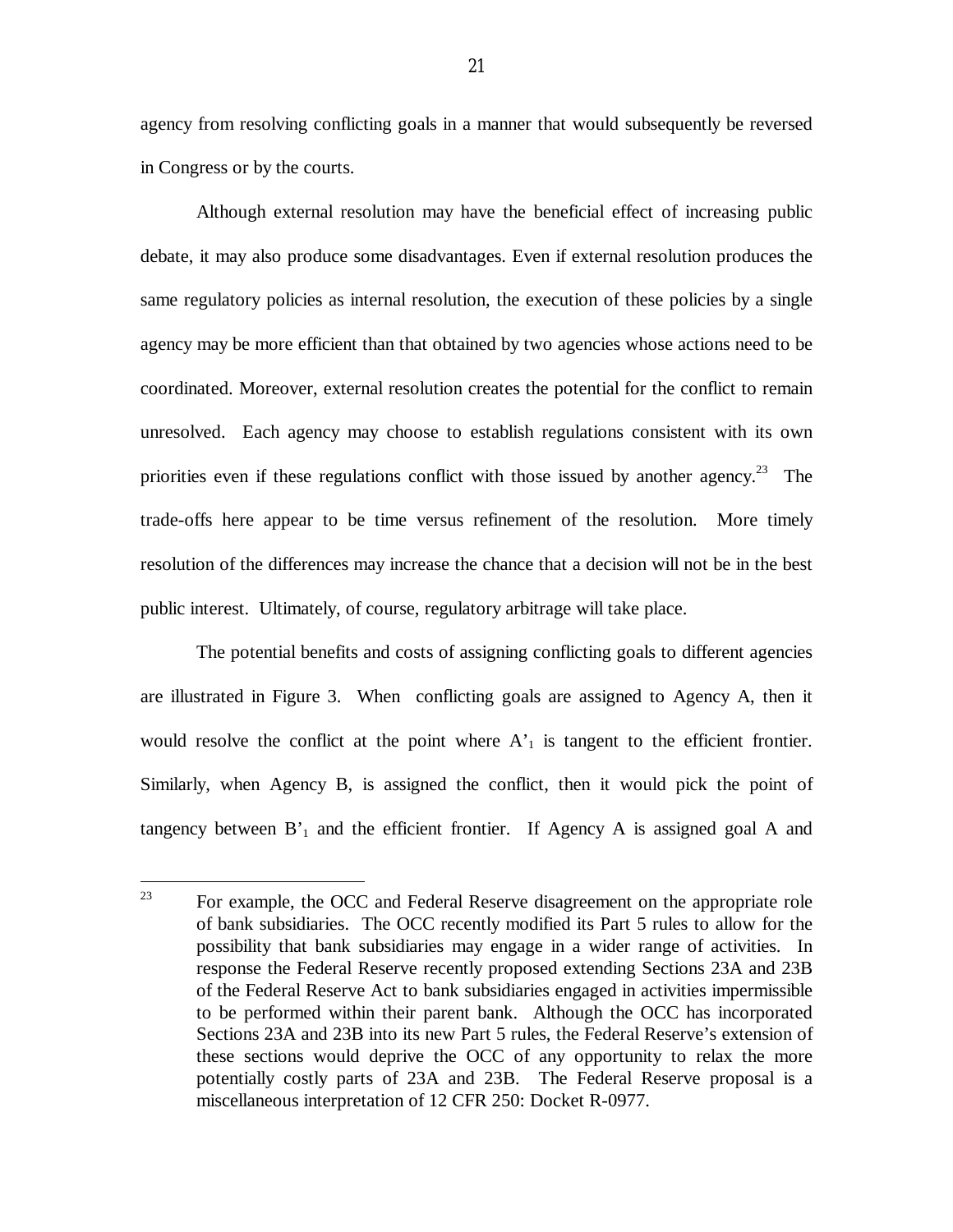agency from resolving conflicting goals in a manner that would subsequently be reversed in Congress or by the courts.

Although external resolution may have the beneficial effect of increasing public debate, it may also produce some disadvantages. Even if external resolution produces the same regulatory policies as internal resolution, the execution of these policies by a single agency may be more efficient than that obtained by two agencies whose actions need to be coordinated. Moreover, external resolution creates the potential for the conflict to remain unresolved. Each agency may choose to establish regulations consistent with its own priorities even if these regulations conflict with those issued by another agency.[23] The trade-offs here appear to be time versus refinement of the resolution. More timely resolution of the differences may increase the chance that a decision will not be in the best public interest. Ultimately, of course, regulatory arbitrage will take place.

The potential benefits and costs of assigning conflicting goals to different agencies are illustrated in Figure 3. When conflicting goals are assigned to Agency A, then it would resolve the conflict at the point where $A'_1$ is tangent to the efficient frontier. Similarly, when Agency B, is assigned the conflict, then it would pick the point of tangency between $B'_1$ and the efficient frontier. If Agency A is assigned goal A and

---

[23] For example, the OCC and Federal Reserve disagreement on the appropriate role of bank subsidiaries. The OCC recently modified its Part 5 rules to allow for the possibility that bank subsidiaries may engage in a wider range of activities. In response the Federal Reserve recently proposed extending Sections 23A and 23B of the Federal Reserve Act to bank subsidiaries engaged in activities impermissible to be performed within their parent bank. Although the OCC has incorporated Sections 23A and 23B into its new Part 5 rules, the Federal Reserve's extension of these sections would deprive the OCC of any opportunity to relax the more potentially costly parts of 23A and 23B. The Federal Reserve proposal is a miscellaneous interpretation of 12 CFR 250: Docket R-0977.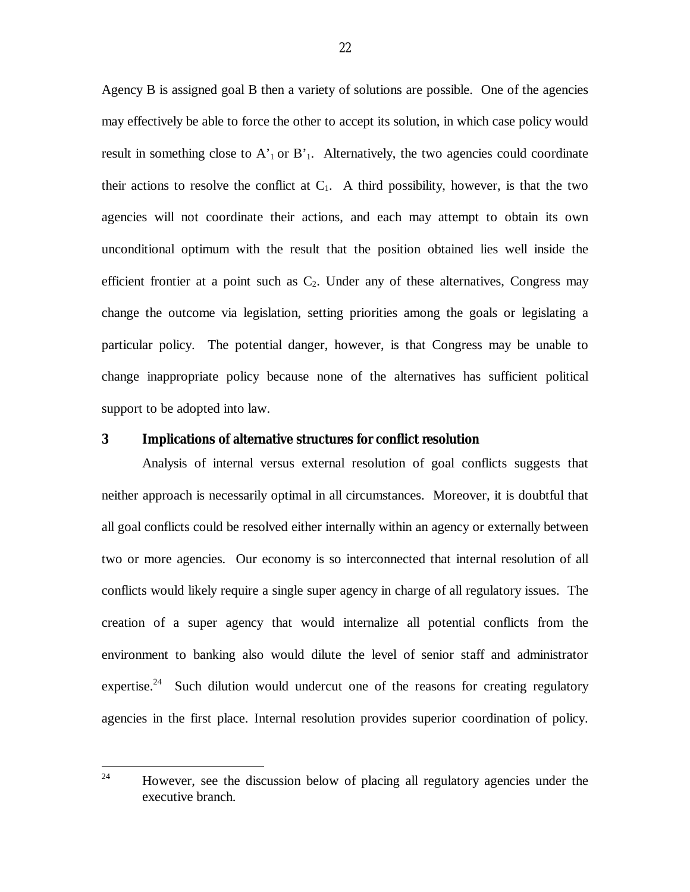Agency B is assigned goal B then a variety of solutions are possible. One of the agencies may effectively be able to force the other to accept its solution, in which case policy would result in something close to $A'_1$ or $B'_1$. Alternatively, the two agencies could coordinate their actions to resolve the conflict at $C_1$. A third possibility, however, is that the two agencies will not coordinate their actions, and each may attempt to obtain its own unconditional optimum with the result that the position obtained lies well inside the efficient frontier at a point such as $C_2$. Under any of these alternatives, Congress may change the outcome via legislation, setting priorities among the goals or legislating a particular policy. The potential danger, however, is that Congress may be unable to change inappropriate policy because none of the alternatives has sufficient political support to be adopted into law.

## 3 Implications of alternative structures for conflict resolution

Analysis of internal versus external resolution of goal conflicts suggests that neither approach is necessarily optimal in all circumstances. Moreover, it is doubtful that all goal conflicts could be resolved either internally within an agency or externally between two or more agencies. Our economy is so interconnected that internal resolution of all conflicts would likely require a single super agency in charge of all regulatory issues. The creation of a super agency that would internalize all potential conflicts from the environment to banking also would dilute the level of senior staff and administrator expertise.[24] Such dilution would undercut one of the reasons for creating regulatory agencies in the first place. Internal resolution provides superior coordination of policy.

---

[24] However, see the discussion below of placing all regulatory agencies under the executive branch.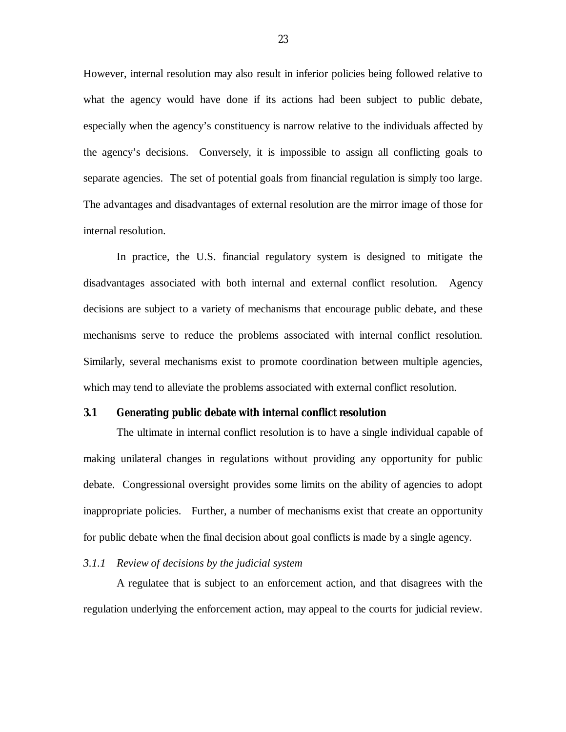However, internal resolution may also result in inferior policies being followed relative to what the agency would have done if its actions had been subject to public debate, especially when the agency's constituency is narrow relative to the individuals affected by the agency's decisions. Conversely, it is impossible to assign all conflicting goals to separate agencies. The set of potential goals from financial regulation is simply too large. The advantages and disadvantages of external resolution are the mirror image of those for internal resolution.

In practice, the U.S. financial regulatory system is designed to mitigate the disadvantages associated with both internal and external conflict resolution. Agency decisions are subject to a variety of mechanisms that encourage public debate, and these mechanisms serve to reduce the problems associated with internal conflict resolution. Similarly, several mechanisms exist to promote coordination between multiple agencies, which may tend to alleviate the problems associated with external conflict resolution.

## 3.1 Generating public debate with internal conflict resolution

The ultimate in internal conflict resolution is to have a single individual capable of making unilateral changes in regulations without providing any opportunity for public debate. Congressional oversight provides some limits on the ability of agencies to adopt inappropriate policies. Further, a number of mechanisms exist that create an opportunity for public debate when the final decision about goal conflicts is made by a single agency.

### *3.1.1 Review of decisions by the judicial system*

A regulatee that is subject to an enforcement action, and that disagrees with the regulation underlying the enforcement action, may appeal to the courts for judicial review.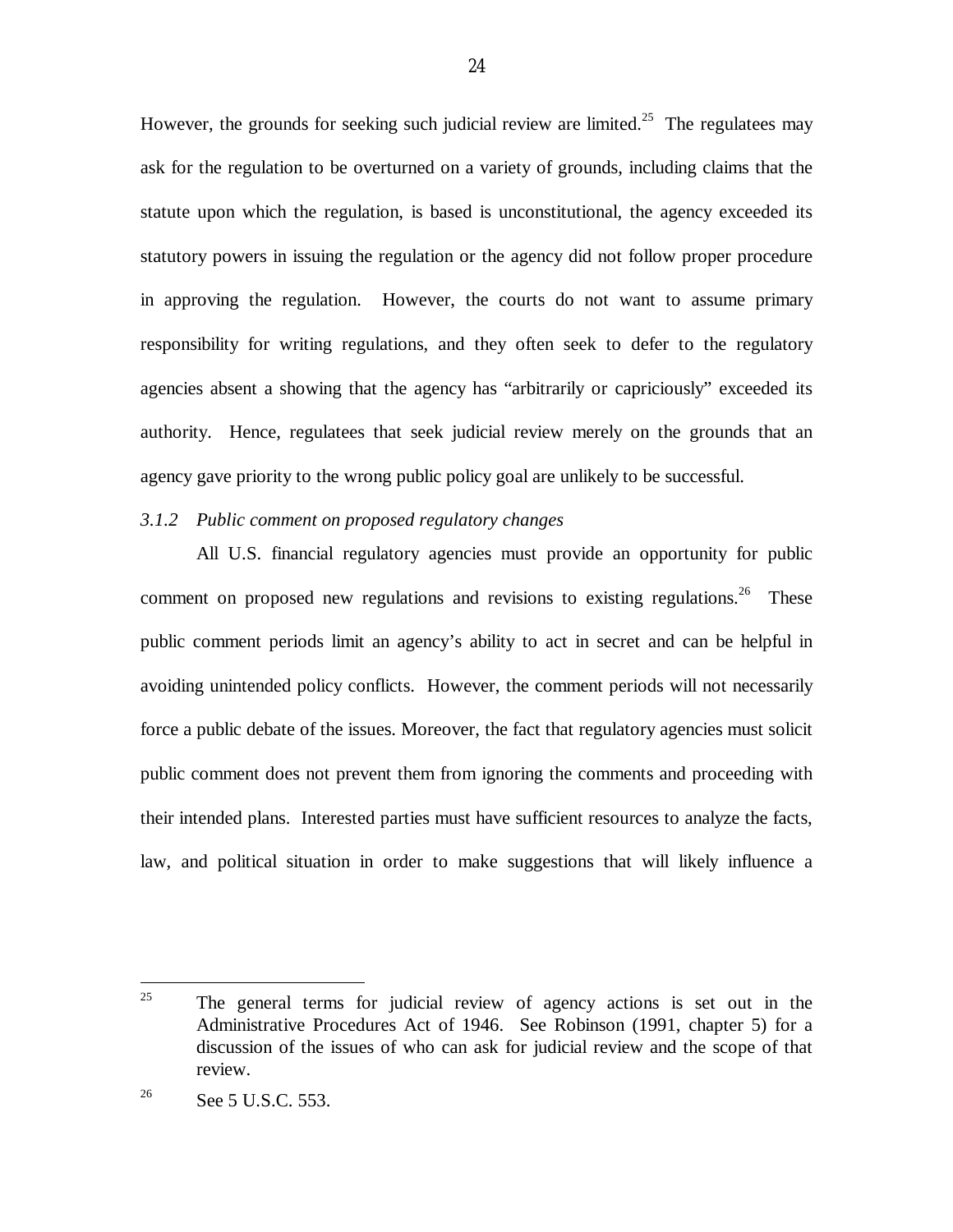However, the grounds for seeking such judicial review are limited.[25] The regulatees may ask for the regulation to be overturned on a variety of grounds, including claims that the statute upon which the regulation, is based is unconstitutional, the agency exceeded its statutory powers in issuing the regulation or the agency did not follow proper procedure in approving the regulation. However, the courts do not want to assume primary responsibility for writing regulations, and they often seek to defer to the regulatory agencies absent a showing that the agency has "arbitrarily or capriciously" exceeded its authority. Hence, regulatees that seek judicial review merely on the grounds that an agency gave priority to the wrong public policy goal are unlikely to be successful.

### *3.1.2 Public comment on proposed regulatory changes*

All U.S. financial regulatory agencies must provide an opportunity for public comment on proposed new regulations and revisions to existing regulations.[26] These public comment periods limit an agency's ability to act in secret and can be helpful in avoiding unintended policy conflicts. However, the comment periods will not necessarily force a public debate of the issues. Moreover, the fact that regulatory agencies must solicit public comment does not prevent them from ignoring the comments and proceeding with their intended plans. Interested parties must have sufficient resources to analyze the facts, law, and political situation in order to make suggestions that will likely influence a

---

[25] The general terms for judicial review of agency actions is set out in the Administrative Procedures Act of 1946. See Robinson (1991, chapter 5) for a discussion of the issues of who can ask for judicial review and the scope of that review.

[26] See 5 U.S.C. 553.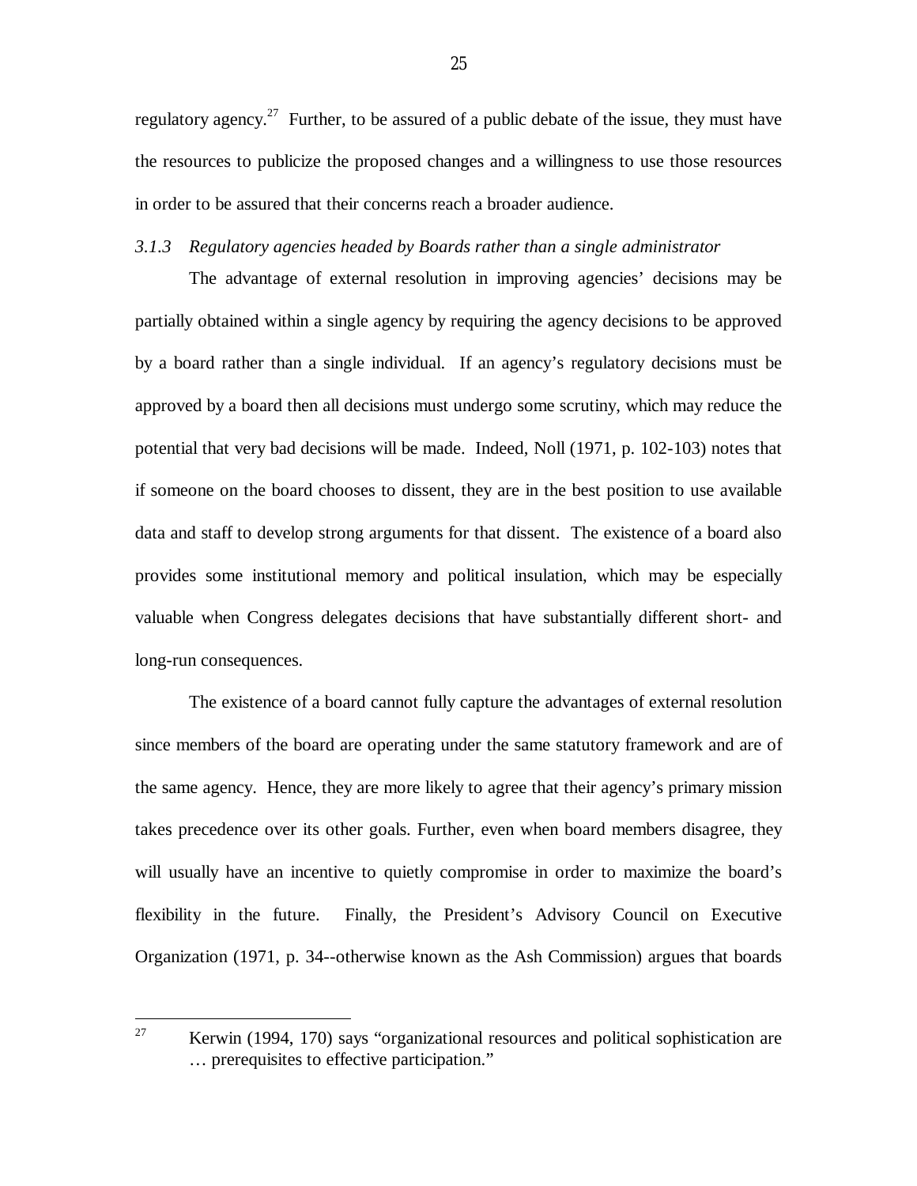regulatory agency.[27] Further, to be assured of a public debate of the issue, they must have the resources to publicize the proposed changes and a willingness to use those resources in order to be assured that their concerns reach a broader audience.

### *3.1.3 Regulatory agencies headed by Boards rather than a single administrator*

The advantage of external resolution in improving agencies' decisions may be partially obtained within a single agency by requiring the agency decisions to be approved by a board rather than a single individual. If an agency's regulatory decisions must be approved by a board then all decisions must undergo some scrutiny, which may reduce the potential that very bad decisions will be made. Indeed, Noll (1971, p. 102-103) notes that if someone on the board chooses to dissent, they are in the best position to use available data and staff to develop strong arguments for that dissent. The existence of a board also provides some institutional memory and political insulation, which may be especially valuable when Congress delegates decisions that have substantially different short- and long-run consequences.

The existence of a board cannot fully capture the advantages of external resolution since members of the board are operating under the same statutory framework and are of the same agency. Hence, they are more likely to agree that their agency's primary mission takes precedence over its other goals. Further, even when board members disagree, they will usually have an incentive to quietly compromise in order to maximize the board's flexibility in the future. Finally, the President's Advisory Council on Executive Organization (1971, p. 34--otherwise known as the Ash Commission) argues that boards

[27] Kerwin (1994, 170) says "organizational resources and political sophistication are … prerequisites to effective participation."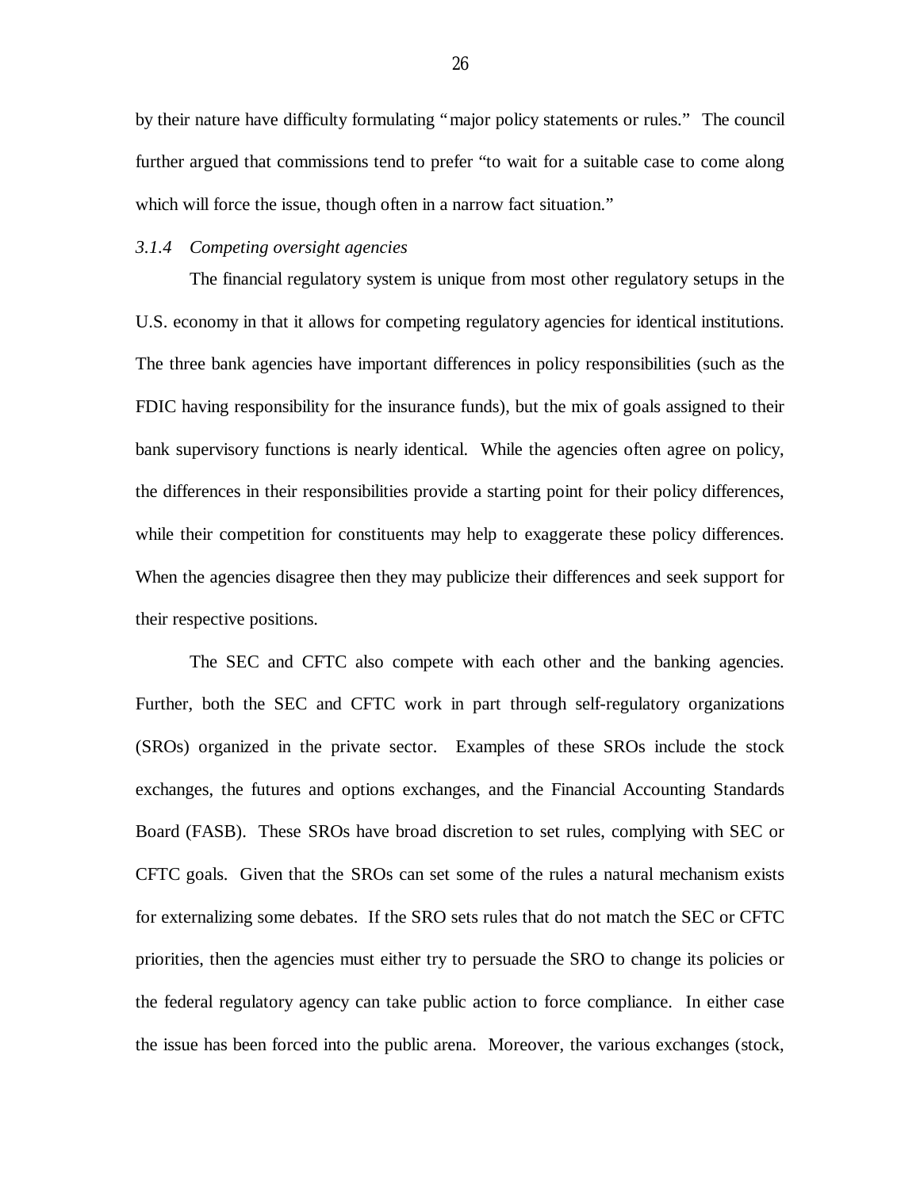by their nature have difficulty formulating "major policy statements or rules." The council further argued that commissions tend to prefer "to wait for a suitable case to come along which will force the issue, though often in a narrow fact situation."

### *3.1.4 Competing oversight agencies*

The financial regulatory system is unique from most other regulatory setups in the U.S. economy in that it allows for competing regulatory agencies for identical institutions. The three bank agencies have important differences in policy responsibilities (such as the FDIC having responsibility for the insurance funds), but the mix of goals assigned to their bank supervisory functions is nearly identical. While the agencies often agree on policy, the differences in their responsibilities provide a starting point for their policy differences, while their competition for constituents may help to exaggerate these policy differences. When the agencies disagree then they may publicize their differences and seek support for their respective positions.

The SEC and CFTC also compete with each other and the banking agencies. Further, both the SEC and CFTC work in part through self-regulatory organizations (SROs) organized in the private sector. Examples of these SROs include the stock exchanges, the futures and options exchanges, and the Financial Accounting Standards Board (FASB). These SROs have broad discretion to set rules, complying with SEC or CFTC goals. Given that the SROs can set some of the rules a natural mechanism exists for externalizing some debates. If the SRO sets rules that do not match the SEC or CFTC priorities, then the agencies must either try to persuade the SRO to change its policies or the federal regulatory agency can take public action to force compliance. In either case the issue has been forced into the public arena. Moreover, the various exchanges (stock,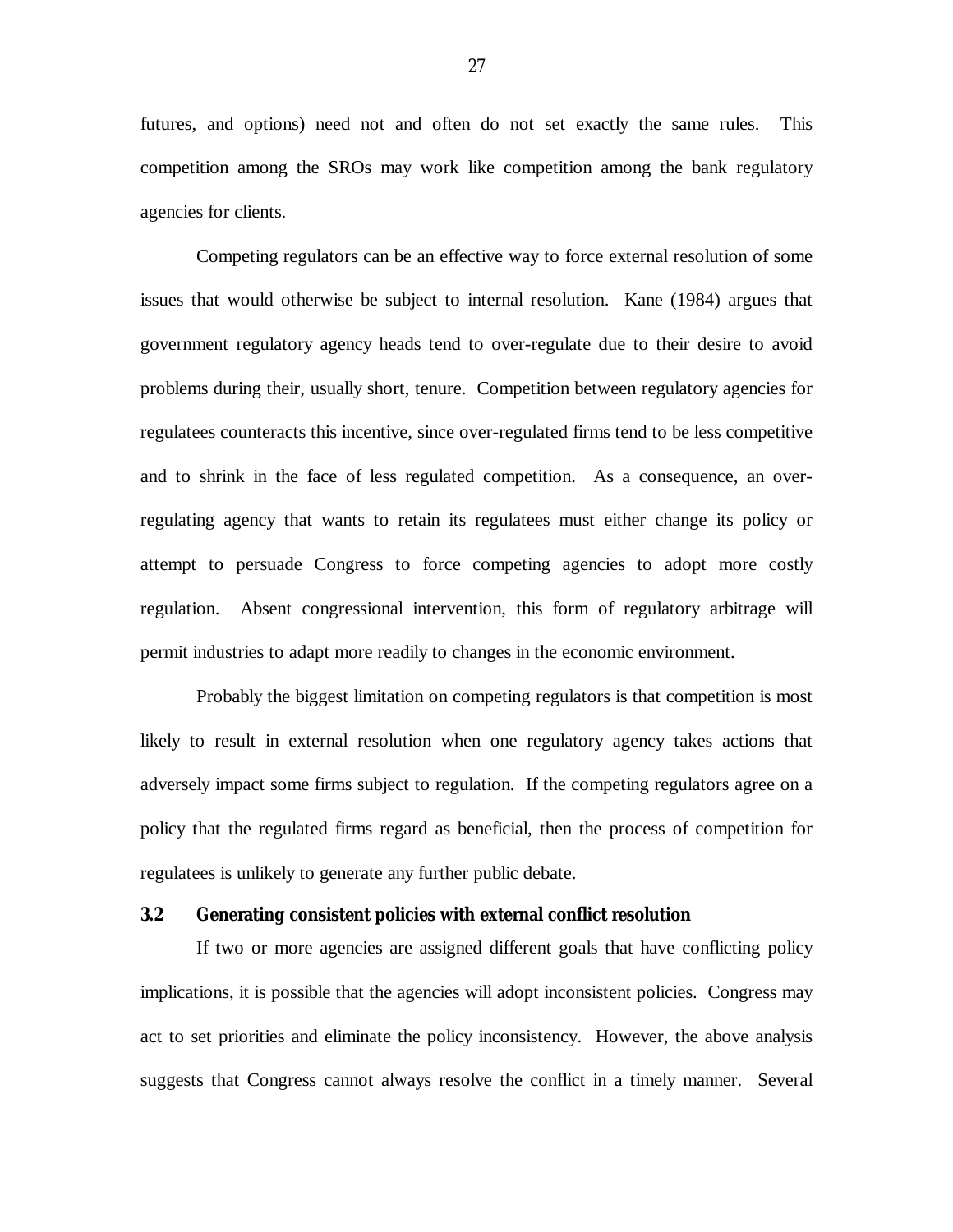futures, and options) need not and often do not set exactly the same rules. This competition among the SROs may work like competition among the bank regulatory agencies for clients.

Competing regulators can be an effective way to force external resolution of some issues that would otherwise be subject to internal resolution. Kane (1984) argues that government regulatory agency heads tend to over-regulate due to their desire to avoid problems during their, usually short, tenure. Competition between regulatory agencies for regulatees counteracts this incentive, since over-regulated firms tend to be less competitive and to shrink in the face of less regulated competition. As a consequence, an over-regulating agency that wants to retain its regulatees must either change its policy or attempt to persuade Congress to force competing agencies to adopt more costly regulation. Absent congressional intervention, this form of regulatory arbitrage will permit industries to adapt more readily to changes in the economic environment.

Probably the biggest limitation on competing regulators is that competition is most likely to result in external resolution when one regulatory agency takes actions that adversely impact some firms subject to regulation. If the competing regulators agree on a policy that the regulated firms regard as beneficial, then the process of competition for regulatees is unlikely to generate any further public debate.

### 3.2 Generating consistent policies with external conflict resolution

If two or more agencies are assigned different goals that have conflicting policy implications, it is possible that the agencies will adopt inconsistent policies. Congress may act to set priorities and eliminate the policy inconsistency. However, the above analysis suggests that Congress cannot always resolve the conflict in a timely manner. Several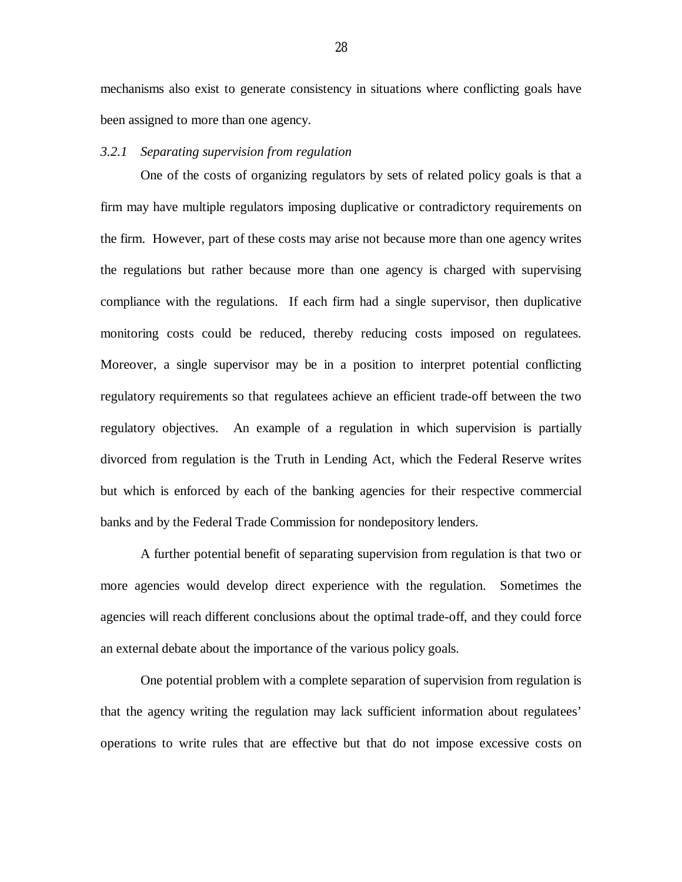mechanisms also exist to generate consistency in situations where conflicting goals have been assigned to more than one agency.

### *3.2.1 Separating supervision from regulation*

One of the costs of organizing regulators by sets of related policy goals is that a firm may have multiple regulators imposing duplicative or contradictory requirements on the firm. However, part of these costs may arise not because more than one agency writes the regulations but rather because more than one agency is charged with supervising compliance with the regulations. If each firm had a single supervisor, then duplicative monitoring costs could be reduced, thereby reducing costs imposed on regulatees. Moreover, a single supervisor may be in a position to interpret potential conflicting regulatory requirements so that regulatees achieve an efficient trade-off between the two regulatory objectives. An example of a regulation in which supervision is partially divorced from regulation is the Truth in Lending Act, which the Federal Reserve writes but which is enforced by each of the banking agencies for their respective commercial banks and by the Federal Trade Commission for nondepository lenders.

A further potential benefit of separating supervision from regulation is that two or more agencies would develop direct experience with the regulation. Sometimes the agencies will reach different conclusions about the optimal trade-off, and they could force an external debate about the importance of the various policy goals.

One potential problem with a complete separation of supervision from regulation is that the agency writing the regulation may lack sufficient information about regulatees' operations to write rules that are effective but that do not impose excessive costs on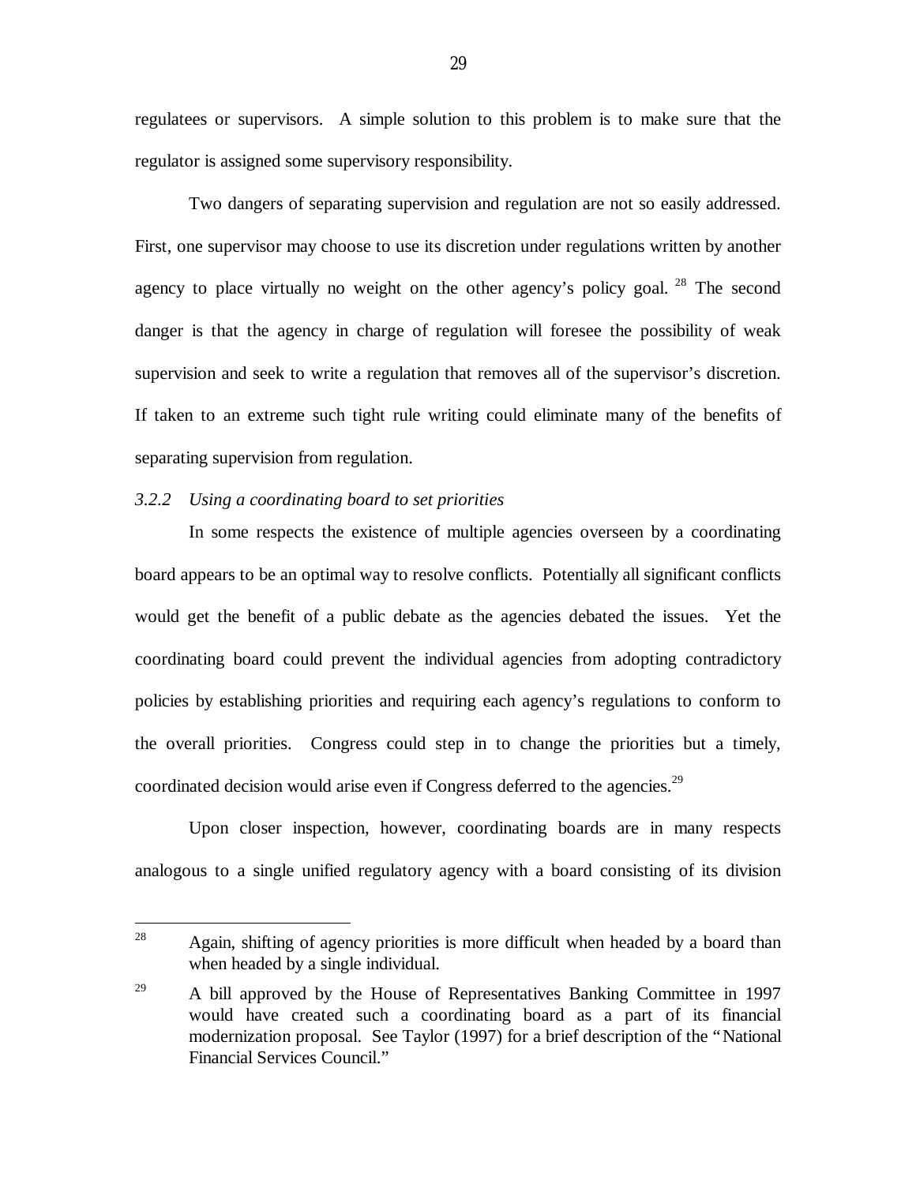regulatees or supervisors. A simple solution to this problem is to make sure that the regulator is assigned some supervisory responsibility.

Two dangers of separating supervision and regulation are not so easily addressed. First, one supervisor may choose to use its discretion under regulations written by another agency to place virtually no weight on the other agency's policy goal. [28] The second danger is that the agency in charge of regulation will foresee the possibility of weak supervision and seek to write a regulation that removes all of the supervisor's discretion. If taken to an extreme such tight rule writing could eliminate many of the benefits of separating supervision from regulation.

### *3.2.2 Using a coordinating board to set priorities*

In some respects the existence of multiple agencies overseen by a coordinating board appears to be an optimal way to resolve conflicts. Potentially all significant conflicts would get the benefit of a public debate as the agencies debated the issues. Yet the coordinating board could prevent the individual agencies from adopting contradictory policies by establishing priorities and requiring each agency's regulations to conform to the overall priorities. Congress could step in to change the priorities but a timely, coordinated decision would arise even if Congress deferred to the agencies.[29]

Upon closer inspection, however, coordinating boards are in many respects analogous to a single unified regulatory agency with a board consisting of its division

---

[28] Again, shifting of agency priorities is more difficult when headed by a board than when headed by a single individual.

[29] A bill approved by the House of Representatives Banking Committee in 1997 would have created such a coordinating board as a part of its financial modernization proposal. See Taylor (1997) for a brief description of the "National Financial Services Council."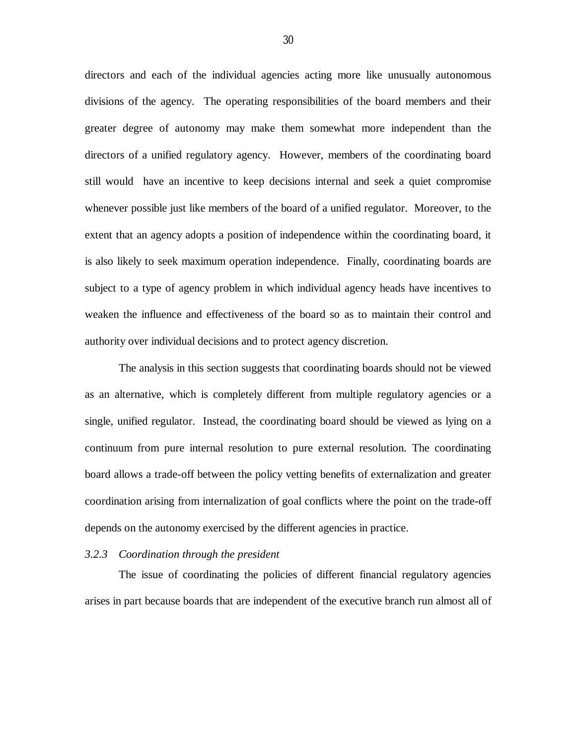directors and each of the individual agencies acting more like unusually autonomous divisions of the agency. The operating responsibilities of the board members and their greater degree of autonomy may make them somewhat more independent than the directors of a unified regulatory agency. However, members of the coordinating board still would have an incentive to keep decisions internal and seek a quiet compromise whenever possible just like members of the board of a unified regulator. Moreover, to the extent that an agency adopts a position of independence within the coordinating board, it is also likely to seek maximum operation independence. Finally, coordinating boards are subject to a type of agency problem in which individual agency heads have incentives to weaken the influence and effectiveness of the board so as to maintain their control and authority over individual decisions and to protect agency discretion.

The analysis in this section suggests that coordinating boards should not be viewed as an alternative, which is completely different from multiple regulatory agencies or a single, unified regulator. Instead, the coordinating board should be viewed as lying on a continuum from pure internal resolution to pure external resolution. The coordinating board allows a trade-off between the policy vetting benefits of externalization and greater coordination arising from internalization of goal conflicts where the point on the trade-off depends on the autonomy exercised by the different agencies in practice.

### *3.2.3 Coordination through the president*

The issue of coordinating the policies of different financial regulatory agencies arises in part because boards that are independent of the executive branch run almost all of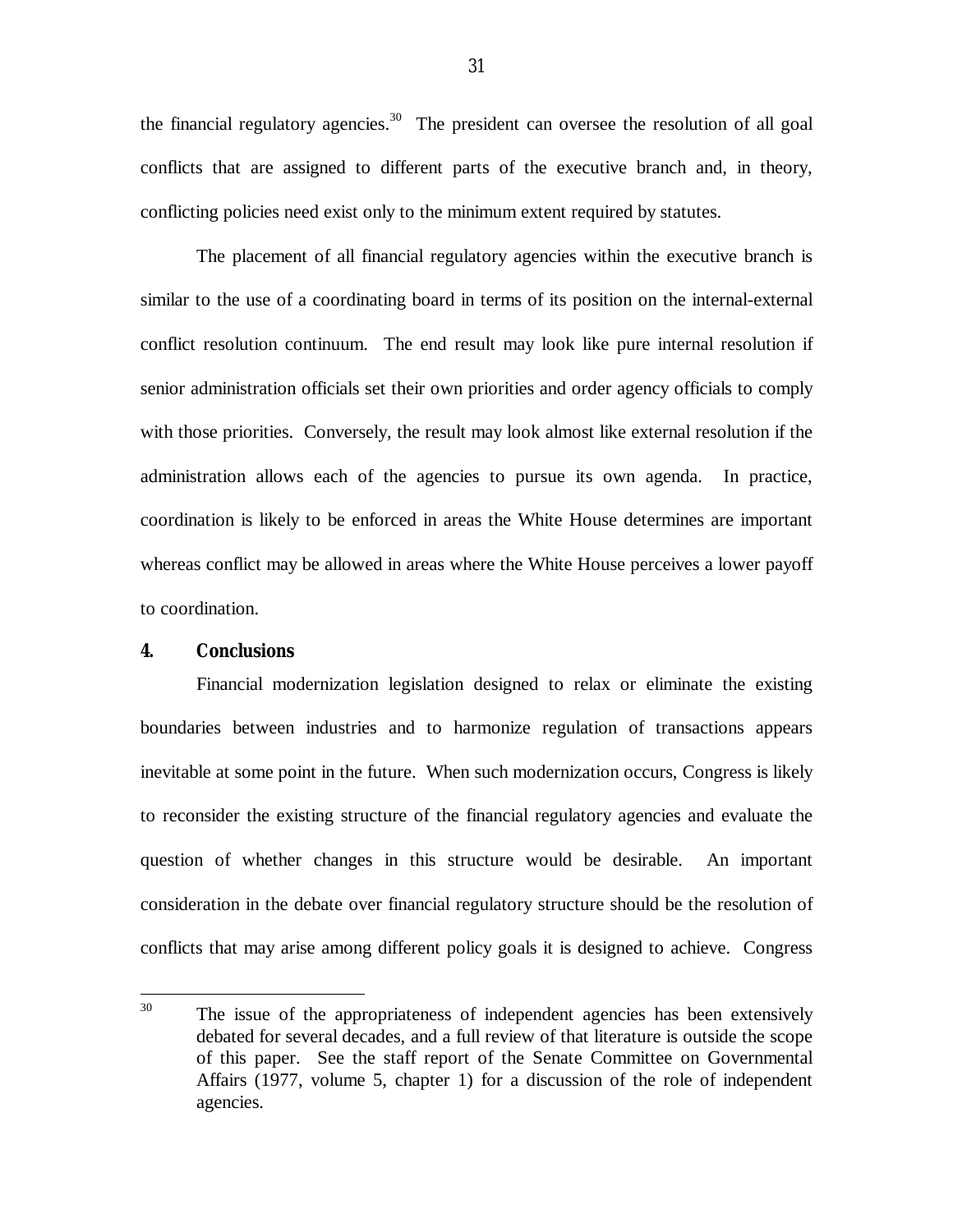the financial regulatory agencies.[30] The president can oversee the resolution of all goal conflicts that are assigned to different parts of the executive branch and, in theory, conflicting policies need exist only to the minimum extent required by statutes.

The placement of all financial regulatory agencies within the executive branch is similar to the use of a coordinating board in terms of its position on the internal-external conflict resolution continuum. The end result may look like pure internal resolution if senior administration officials set their own priorities and order agency officials to comply with those priorities. Conversely, the result may look almost like external resolution if the administration allows each of the agencies to pursue its own agenda. In practice, coordination is likely to be enforced in areas the White House determines are important whereas conflict may be allowed in areas where the White House perceives a lower payoff to coordination.

## 4. Conclusions

Financial modernization legislation designed to relax or eliminate the existing boundaries between industries and to harmonize regulation of transactions appears inevitable at some point in the future. When such modernization occurs, Congress is likely to reconsider the existing structure of the financial regulatory agencies and evaluate the question of whether changes in this structure would be desirable. An important consideration in the debate over financial regulatory structure should be the resolution of conflicts that may arise among different policy goals it is designed to achieve. Congress

[30] The issue of the appropriateness of independent agencies has been extensively debated for several decades, and a full review of that literature is outside the scope of this paper. See the staff report of the Senate Committee on Governmental Affairs (1977, volume 5, chapter 1) for a discussion of the role of independent agencies.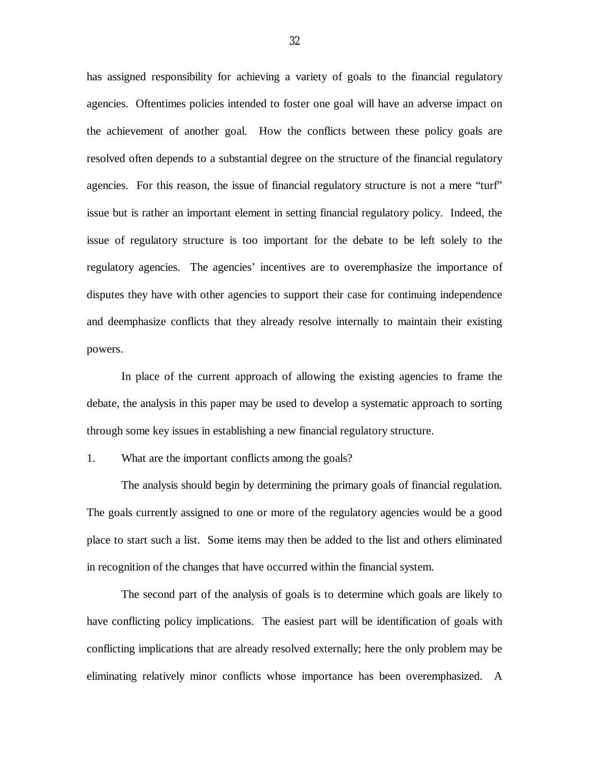has assigned responsibility for achieving a variety of goals to the financial regulatory agencies. Oftentimes policies intended to foster one goal will have an adverse impact on the achievement of another goal. How the conflicts between these policy goals are resolved often depends to a substantial degree on the structure of the financial regulatory agencies. For this reason, the issue of financial regulatory structure is not a mere "turf" issue but is rather an important element in setting financial regulatory policy. Indeed, the issue of regulatory structure is too important for the debate to be left solely to the regulatory agencies. The agencies' incentives are to overemphasize the importance of disputes they have with other agencies to support their case for continuing independence and deemphasize conflicts that they already resolve internally to maintain their existing powers.

In place of the current approach of allowing the existing agencies to frame the debate, the analysis in this paper may be used to develop a systematic approach to sorting through some key issues in establishing a new financial regulatory structure.

1. What are the important conflicts among the goals?

The analysis should begin by determining the primary goals of financial regulation. The goals currently assigned to one or more of the regulatory agencies would be a good place to start such a list. Some items may then be added to the list and others eliminated in recognition of the changes that have occurred within the financial system.

The second part of the analysis of goals is to determine which goals are likely to have conflicting policy implications. The easiest part will be identification of goals with conflicting implications that are already resolved externally; here the only problem may be eliminating relatively minor conflicts whose importance has been overemphasized. A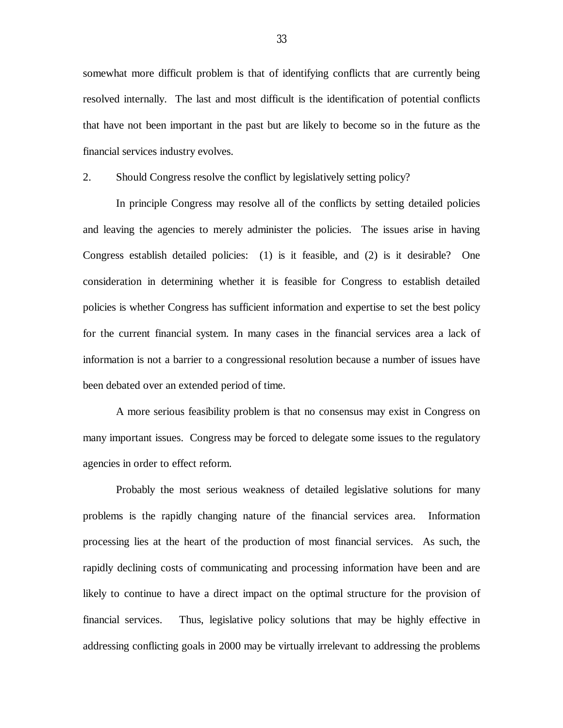somewhat more difficult problem is that of identifying conflicts that are currently being resolved internally. The last and most difficult is the identification of potential conflicts that have not been important in the past but are likely to become so in the future as the financial services industry evolves.

2. Should Congress resolve the conflict by legislatively setting policy?

In principle Congress may resolve all of the conflicts by setting detailed policies and leaving the agencies to merely administer the policies. The issues arise in having Congress establish detailed policies: (1) is it feasible, and (2) is it desirable? One consideration in determining whether it is feasible for Congress to establish detailed policies is whether Congress has sufficient information and expertise to set the best policy for the current financial system. In many cases in the financial services area a lack of information is not a barrier to a congressional resolution because a number of issues have been debated over an extended period of time.

A more serious feasibility problem is that no consensus may exist in Congress on many important issues. Congress may be forced to delegate some issues to the regulatory agencies in order to effect reform.

Probably the most serious weakness of detailed legislative solutions for many problems is the rapidly changing nature of the financial services area. Information processing lies at the heart of the production of most financial services. As such, the rapidly declining costs of communicating and processing information have been and are likely to continue to have a direct impact on the optimal structure for the provision of financial services. Thus, legislative policy solutions that may be highly effective in addressing conflicting goals in 2000 may be virtually irrelevant to addressing the problems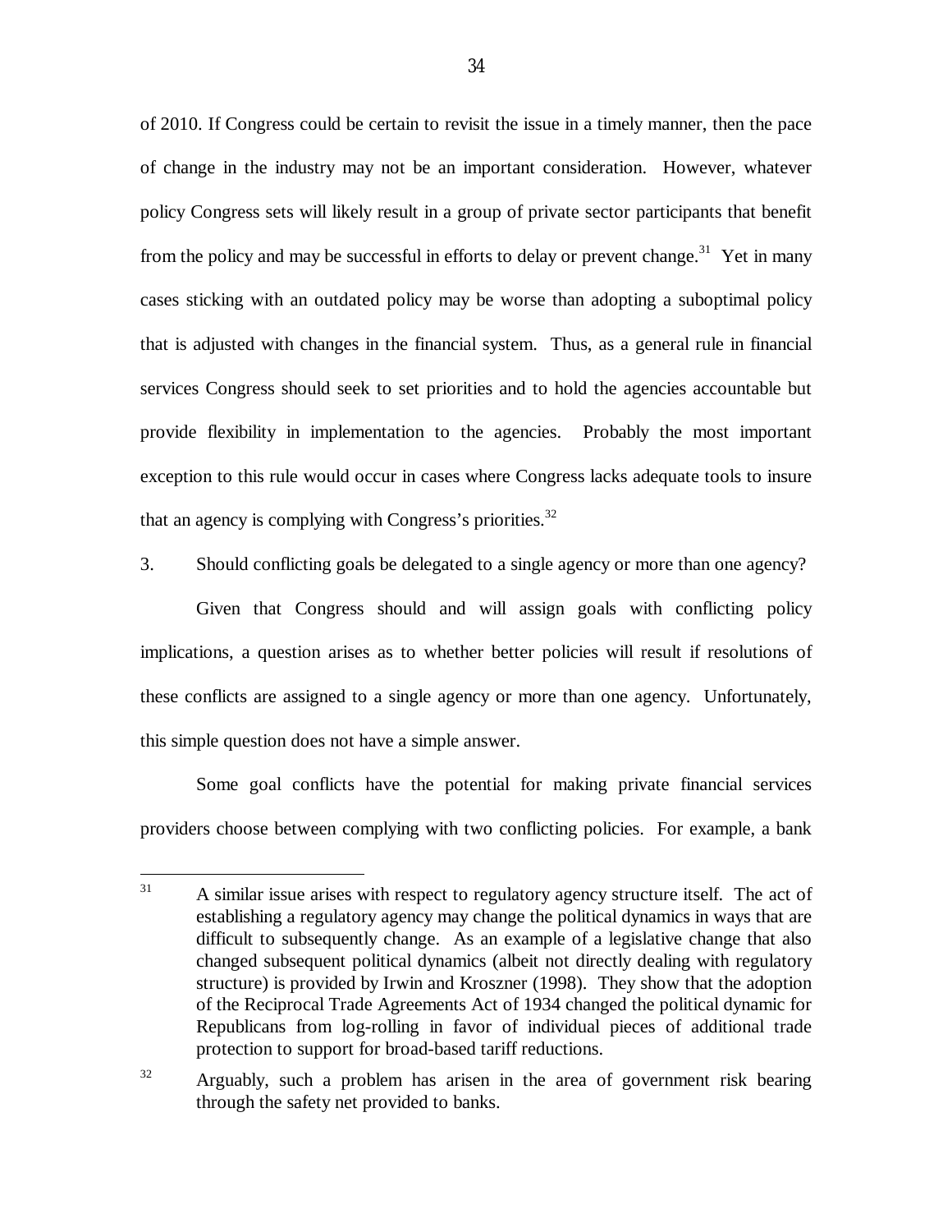of 2010. If Congress could be certain to revisit the issue in a timely manner, then the pace of change in the industry may not be an important consideration. However, whatever policy Congress sets will likely result in a group of private sector participants that benefit from the policy and may be successful in efforts to delay or prevent change.[31] Yet in many cases sticking with an outdated policy may be worse than adopting a suboptimal policy that is adjusted with changes in the financial system. Thus, as a general rule in financial services Congress should seek to set priorities and to hold the agencies accountable but provide flexibility in implementation to the agencies. Probably the most important exception to this rule would occur in cases where Congress lacks adequate tools to insure that an agency is complying with Congress's priorities.[32]

3. Should conflicting goals be delegated to a single agency or more than one agency?

Given that Congress should and will assign goals with conflicting policy implications, a question arises as to whether better policies will result if resolutions of these conflicts are assigned to a single agency or more than one agency. Unfortunately, this simple question does not have a simple answer.

Some goal conflicts have the potential for making private financial services providers choose between complying with two conflicting policies. For example, a bank

---

[31] A similar issue arises with respect to regulatory agency structure itself. The act of establishing a regulatory agency may change the political dynamics in ways that are difficult to subsequently change. As an example of a legislative change that also changed subsequent political dynamics (albeit not directly dealing with regulatory structure) is provided by Irwin and Kroszner (1998). They show that the adoption of the Reciprocal Trade Agreements Act of 1934 changed the political dynamic for Republicans from log-rolling in favor of individual pieces of additional trade protection to support for broad-based tariff reductions.

[32] Arguably, such a problem has arisen in the area of government risk bearing through the safety net provided to banks.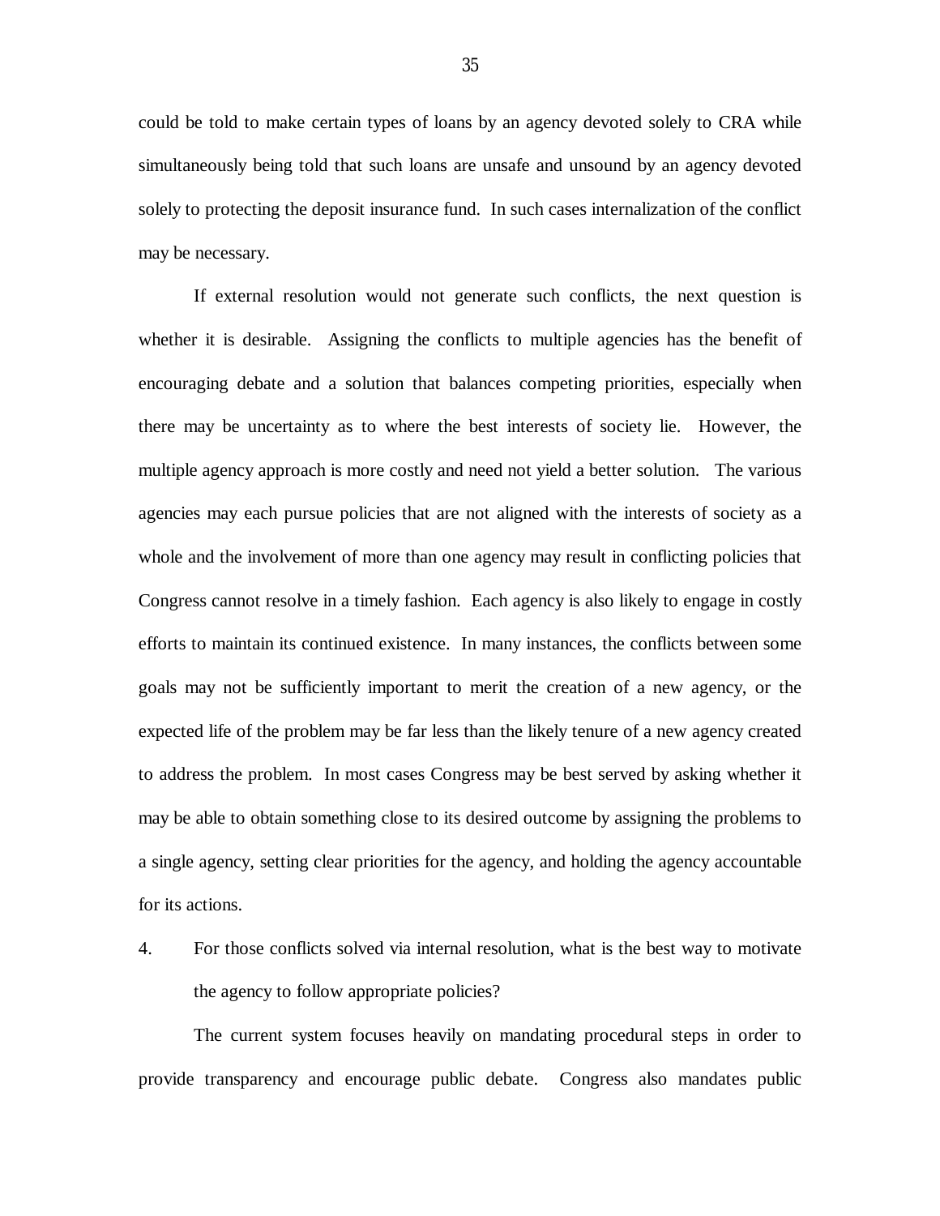could be told to make certain types of loans by an agency devoted solely to CRA while simultaneously being told that such loans are unsafe and unsound by an agency devoted solely to protecting the deposit insurance fund. In such cases internalization of the conflict may be necessary.

If external resolution would not generate such conflicts, the next question is whether it is desirable. Assigning the conflicts to multiple agencies has the benefit of encouraging debate and a solution that balances competing priorities, especially when there may be uncertainty as to where the best interests of society lie. However, the multiple agency approach is more costly and need not yield a better solution. The various agencies may each pursue policies that are not aligned with the interests of society as a whole and the involvement of more than one agency may result in conflicting policies that Congress cannot resolve in a timely fashion. Each agency is also likely to engage in costly efforts to maintain its continued existence. In many instances, the conflicts between some goals may not be sufficiently important to merit the creation of a new agency, or the expected life of the problem may be far less than the likely tenure of a new agency created to address the problem. In most cases Congress may be best served by asking whether it may be able to obtain something close to its desired outcome by assigning the problems to a single agency, setting clear priorities for the agency, and holding the agency accountable for its actions.

4. For those conflicts solved via internal resolution, what is the best way to motivate the agency to follow appropriate policies?

The current system focuses heavily on mandating procedural steps in order to provide transparency and encourage public debate. Congress also mandates public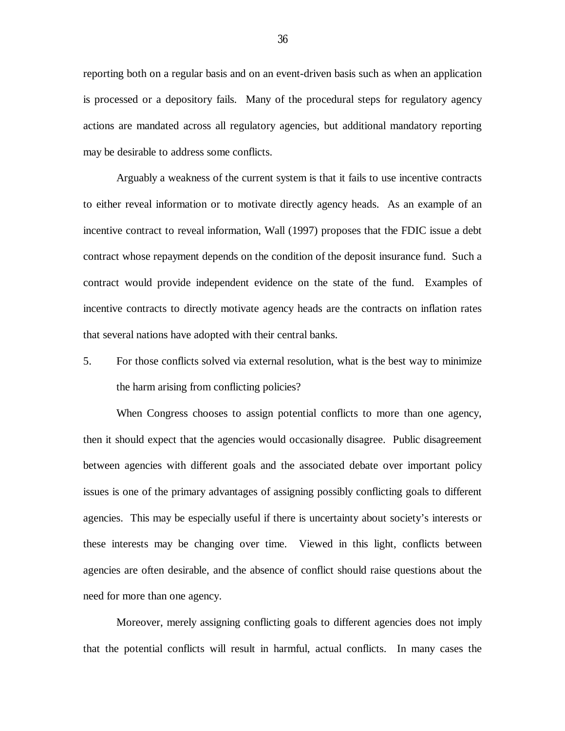reporting both on a regular basis and on an event-driven basis such as when an application is processed or a depository fails. Many of the procedural steps for regulatory agency actions are mandated across all regulatory agencies, but additional mandatory reporting may be desirable to address some conflicts.

Arguably a weakness of the current system is that it fails to use incentive contracts to either reveal information or to motivate directly agency heads. As an example of an incentive contract to reveal information, Wall (1997) proposes that the FDIC issue a debt contract whose repayment depends on the condition of the deposit insurance fund. Such a contract would provide independent evidence on the state of the fund. Examples of incentive contracts to directly motivate agency heads are the contracts on inflation rates that several nations have adopted with their central banks.

5. For those conflicts solved via external resolution, what is the best way to minimize the harm arising from conflicting policies?

When Congress chooses to assign potential conflicts to more than one agency, then it should expect that the agencies would occasionally disagree. Public disagreement between agencies with different goals and the associated debate over important policy issues is one of the primary advantages of assigning possibly conflicting goals to different agencies. This may be especially useful if there is uncertainty about society's interests or these interests may be changing over time. Viewed in this light, conflicts between agencies are often desirable, and the absence of conflict should raise questions about the need for more than one agency.

Moreover, merely assigning conflicting goals to different agencies does not imply that the potential conflicts will result in harmful, actual conflicts. In many cases the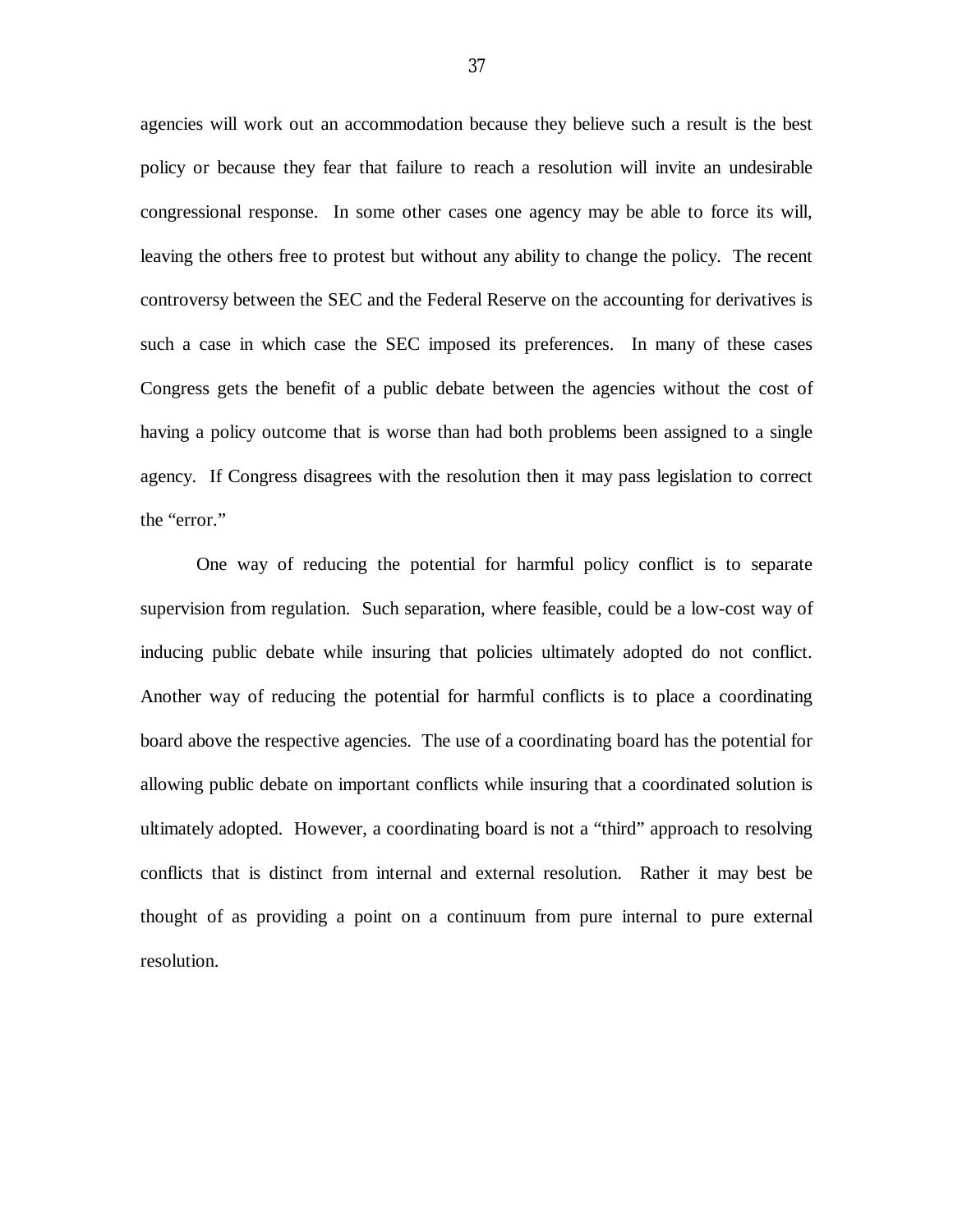agencies will work out an accommodation because they believe such a result is the best policy or because they fear that failure to reach a resolution will invite an undesirable congressional response. In some other cases one agency may be able to force its will, leaving the others free to protest but without any ability to change the policy. The recent controversy between the SEC and the Federal Reserve on the accounting for derivatives is such a case in which case the SEC imposed its preferences. In many of these cases Congress gets the benefit of a public debate between the agencies without the cost of having a policy outcome that is worse than had both problems been assigned to a single agency. If Congress disagrees with the resolution then it may pass legislation to correct the "error."

One way of reducing the potential for harmful policy conflict is to separate supervision from regulation. Such separation, where feasible, could be a low-cost way of inducing public debate while insuring that policies ultimately adopted do not conflict. Another way of reducing the potential for harmful conflicts is to place a coordinating board above the respective agencies. The use of a coordinating board has the potential for allowing public debate on important conflicts while insuring that a coordinated solution is ultimately adopted. However, a coordinating board is not a "third" approach to resolving conflicts that is distinct from internal and external resolution. Rather it may best be thought of as providing a point on a continuum from pure internal to pure external resolution.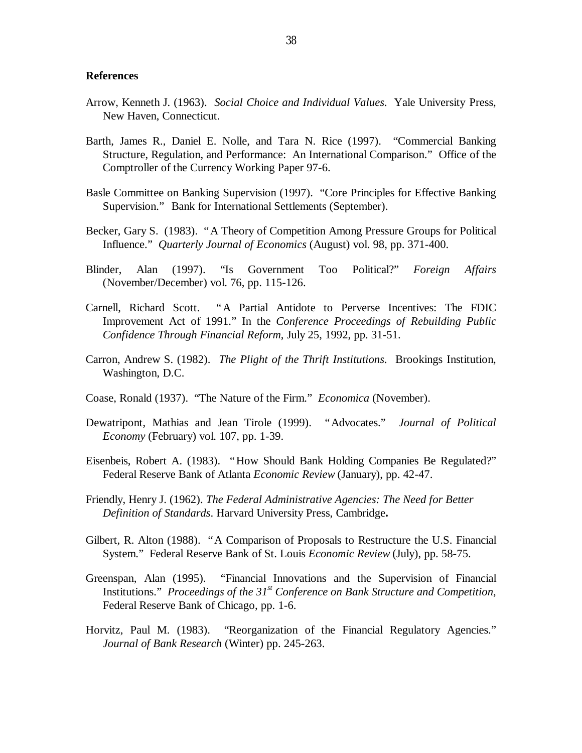**References**

Arrow, Kenneth J. (1963). *Social Choice and Individual Values*. Yale University Press, New Haven, Connecticut.

Barth, James R., Daniel E. Nolle, and Tara N. Rice (1997). "Commercial Banking Structure, Regulation, and Performance: An International Comparison." Office of the Comptroller of the Currency Working Paper 97-6.

Basle Committee on Banking Supervision (1997). "Core Principles for Effective Banking Supervision." Bank for International Settlements (September).

Becker, Gary S. (1983). "A Theory of Competition Among Pressure Groups for Political Influence." *Quarterly Journal of Economics* (August) vol. 98, pp. 371-400.

Blinder, Alan (1997). "Is Government Too Political?" *Foreign Affairs* (November/December) vol. 76, pp. 115-126.

Carnell, Richard Scott. "A Partial Antidote to Perverse Incentives: The FDIC Improvement Act of 1991." In the *Conference Proceedings of Rebuilding Public Confidence Through Financial Reform*, July 25, 1992, pp. 31-51.

Carron, Andrew S. (1982). *The Plight of the Thrift Institutions*. Brookings Institution, Washington, D.C.

Coase, Ronald (1937). "The Nature of the Firm." *Economica* (November).

Dewatripont, Mathias and Jean Tirole (1999). "Advocates." *Journal of Political Economy* (February) vol. 107, pp. 1-39.

Eisenbeis, Robert A. (1983). "How Should Bank Holding Companies Be Regulated?" Federal Reserve Bank of Atlanta *Economic Review* (January), pp. 42-47.

Friendly, Henry J. (1962). *The Federal Administrative Agencies: The Need for Better Definition of Standards*. Harvard University Press, Cambridge**.**

Gilbert, R. Alton (1988). "A Comparison of Proposals to Restructure the U.S. Financial System." Federal Reserve Bank of St. Louis *Economic Review* (July), pp. 58-75.

Greenspan, Alan (1995). "Financial Innovations and the Supervision of Financial Institutions." *Proceedings of the 31st Conference on Bank Structure and Competition*, Federal Reserve Bank of Chicago, pp. 1-6.

Horvitz, Paul M. (1983). "Reorganization of the Financial Regulatory Agencies." *Journal of Bank Research* (Winter) pp. 245-263.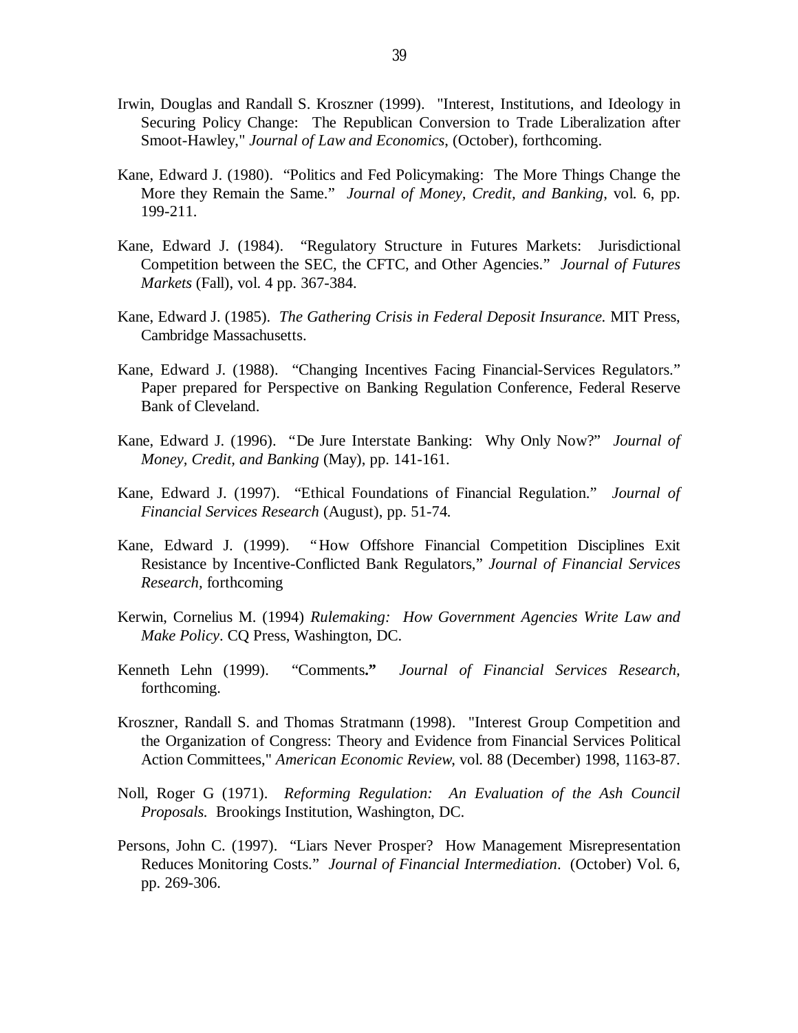Irwin, Douglas and Randall S. Kroszner (1999). "Interest, Institutions, and Ideology in Securing Policy Change: The Republican Conversion to Trade Liberalization after Smoot-Hawley," *Journal of Law and Economics*, (October), forthcoming.

Kane, Edward J. (1980). "Politics and Fed Policymaking: The More Things Change the More they Remain the Same." *Journal of Money, Credit, and Banking*, vol. 6, pp. 199-211.

Kane, Edward J. (1984). "Regulatory Structure in Futures Markets: Jurisdictional Competition between the SEC, the CFTC, and Other Agencies." *Journal of Futures Markets* (Fall), vol. 4 pp. 367-384.

Kane, Edward J. (1985). *The Gathering Crisis in Federal Deposit Insurance.* MIT Press, Cambridge Massachusetts.

Kane, Edward J. (1988). "Changing Incentives Facing Financial-Services Regulators." Paper prepared for Perspective on Banking Regulation Conference, Federal Reserve Bank of Cleveland.

Kane, Edward J. (1996). "De Jure Interstate Banking: Why Only Now?" *Journal of Money, Credit, and Banking* (May), pp. 141-161.

Kane, Edward J. (1997). "Ethical Foundations of Financial Regulation." *Journal of Financial Services Research* (August), pp. 51-74.

Kane, Edward J. (1999). "How Offshore Financial Competition Disciplines Exit Resistance by Incentive-Conflicted Bank Regulators," *Journal of Financial Services Research*, forthcoming

Kerwin, Cornelius M. (1994) *Rulemaking: How Government Agencies Write Law and Make Policy*. CQ Press, Washington, DC.

Kenneth Lehn (1999). "Comments**."** *Journal of Financial Services Research*, forthcoming.

Kroszner, Randall S. and Thomas Stratmann (1998). "Interest Group Competition and the Organization of Congress: Theory and Evidence from Financial Services Political Action Committees," *American Economic Review*, vol. 88 (December) 1998, 1163-87.

Noll, Roger G (1971). *Reforming Regulation: An Evaluation of the Ash Council Proposals.* Brookings Institution, Washington, DC.

Persons, John C. (1997). "Liars Never Prosper? How Management Misrepresentation Reduces Monitoring Costs." *Journal of Financial Intermediation*. (October) Vol. 6, pp. 269-306.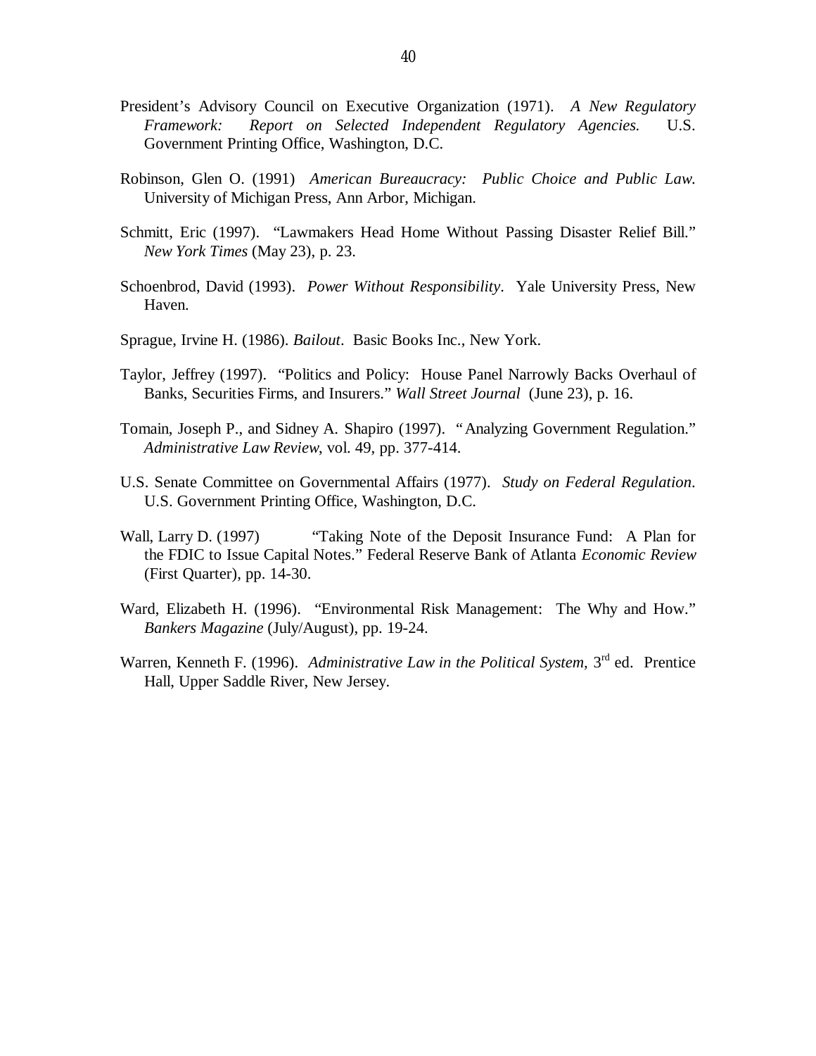President's Advisory Council on Executive Organization (1971). *A New Regulatory Framework: Report on Selected Independent Regulatory Agencies.* U.S. Government Printing Office, Washington, D.C.

Robinson, Glen O. (1991) *American Bureaucracy: Public Choice and Public Law.* University of Michigan Press, Ann Arbor, Michigan.

Schmitt, Eric (1997). "Lawmakers Head Home Without Passing Disaster Relief Bill." *New York Times* (May 23), p. 23.

Schoenbrod, David (1993). *Power Without Responsibility*. Yale University Press, New Haven.

Sprague, Irvine H. (1986). *Bailout*. Basic Books Inc., New York.

Taylor, Jeffrey (1997). "Politics and Policy: House Panel Narrowly Backs Overhaul of Banks, Securities Firms, and Insurers." *Wall Street Journal* (June 23), p. 16.

Tomain, Joseph P., and Sidney A. Shapiro (1997). "Analyzing Government Regulation." *Administrative Law Review*, vol. 49, pp. 377-414.

U.S. Senate Committee on Governmental Affairs (1977). *Study on Federal Regulation*. U.S. Government Printing Office, Washington, D.C.

Wall, Larry D. (1997) "Taking Note of the Deposit Insurance Fund: A Plan for the FDIC to Issue Capital Notes." Federal Reserve Bank of Atlanta *Economic Review* (First Quarter), pp. 14-30.

Ward, Elizabeth H. (1996). "Environmental Risk Management: The Why and How." *Bankers Magazine* (July/August), pp. 19-24.

Warren, Kenneth F. (1996). *Administrative Law in the Political System,* 3rd ed. Prentice Hall, Upper Saddle River, New Jersey.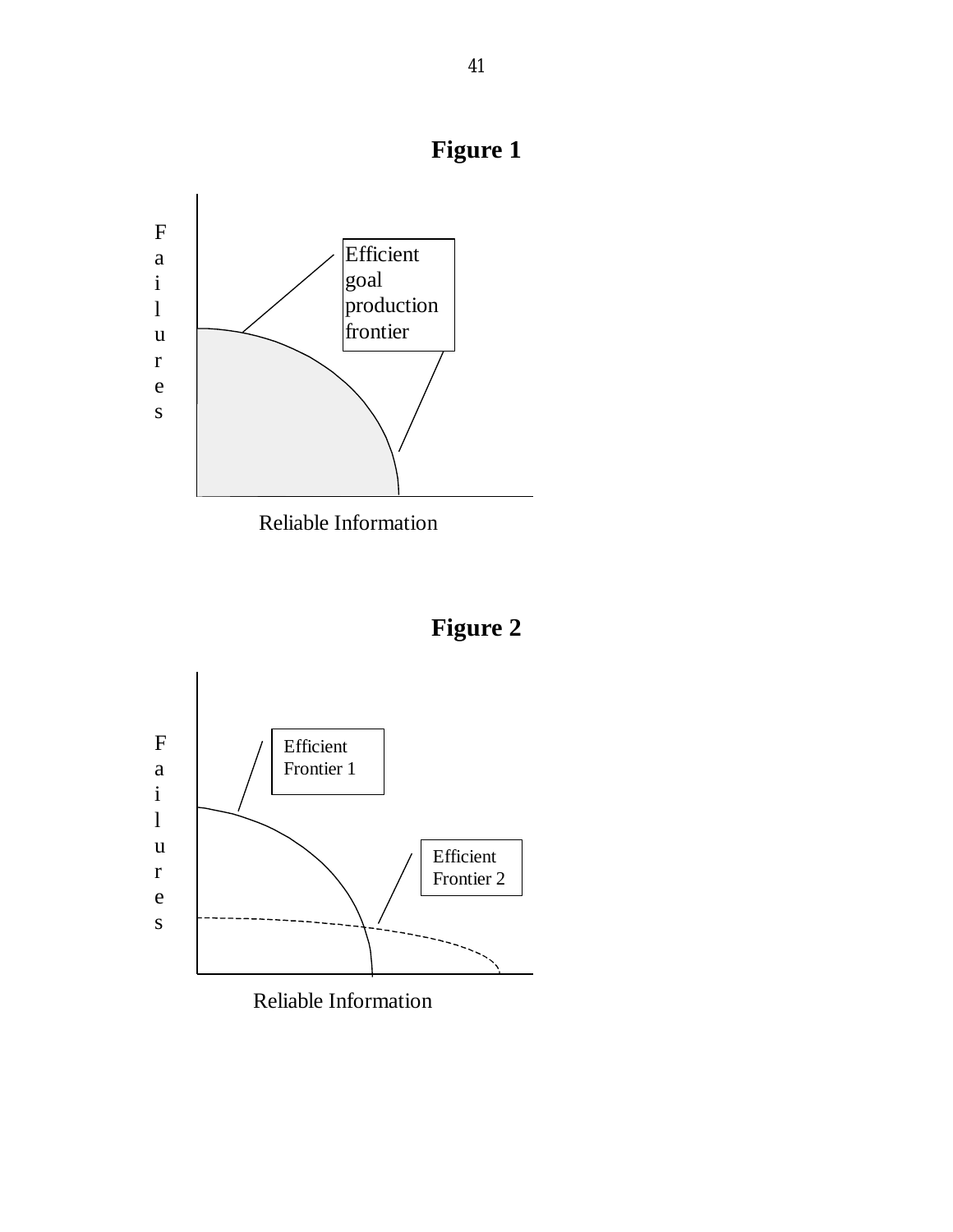**Figure 1**

F
a
i
l
u
r
e
s

Efficient goal production frontier

Reliable Information

**Figure 2**

F
a
i
l
u
r
e
s

Efficient Frontier 1

Efficient Frontier 2

Reliable Information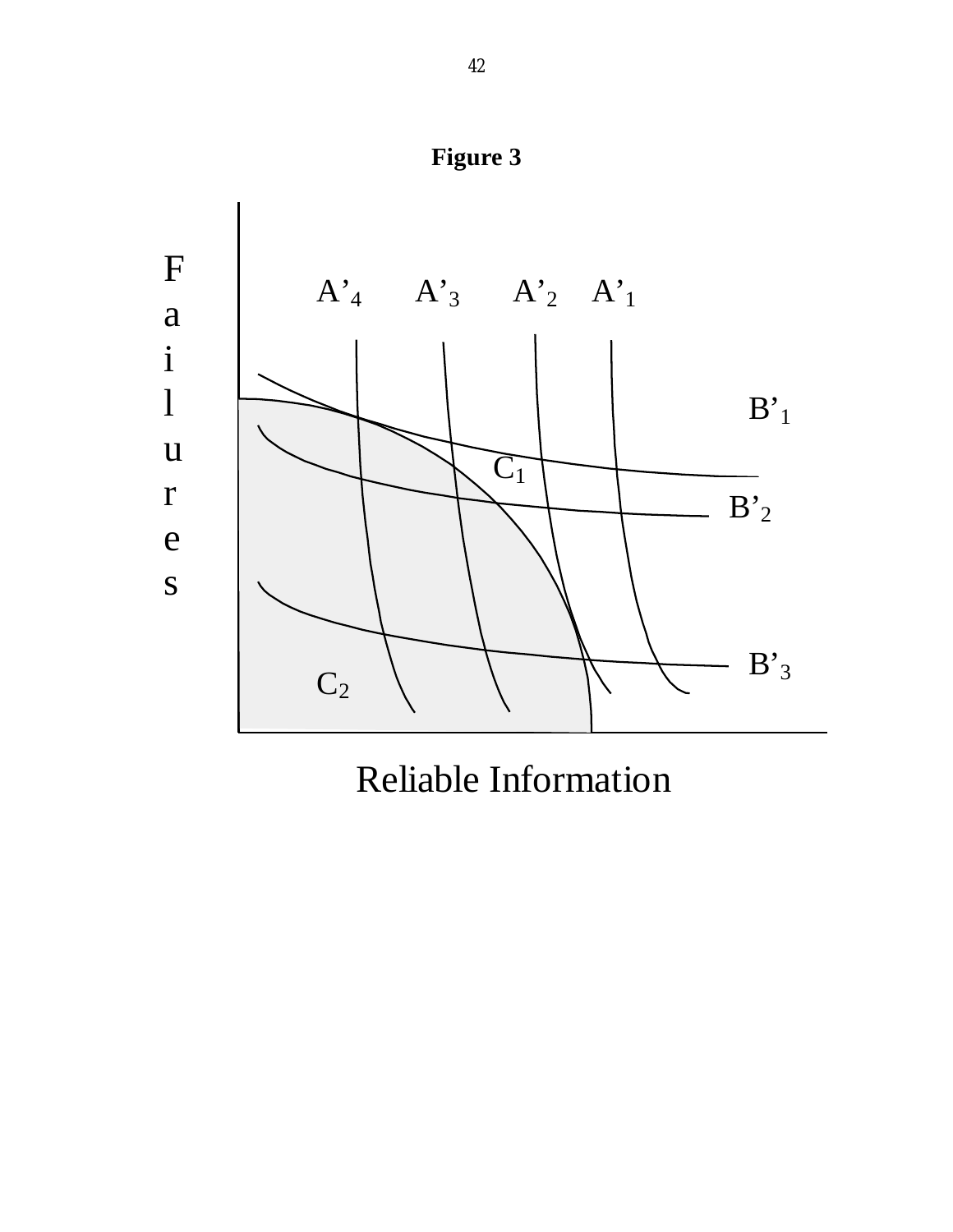**Figure 3**

A’$_4$ A’$_3$ A’$_2$ A’$_1$

B’$_1$

C$_1$

B’$_2$

B’$_3$

C$_2$

Failures

Reliable Information